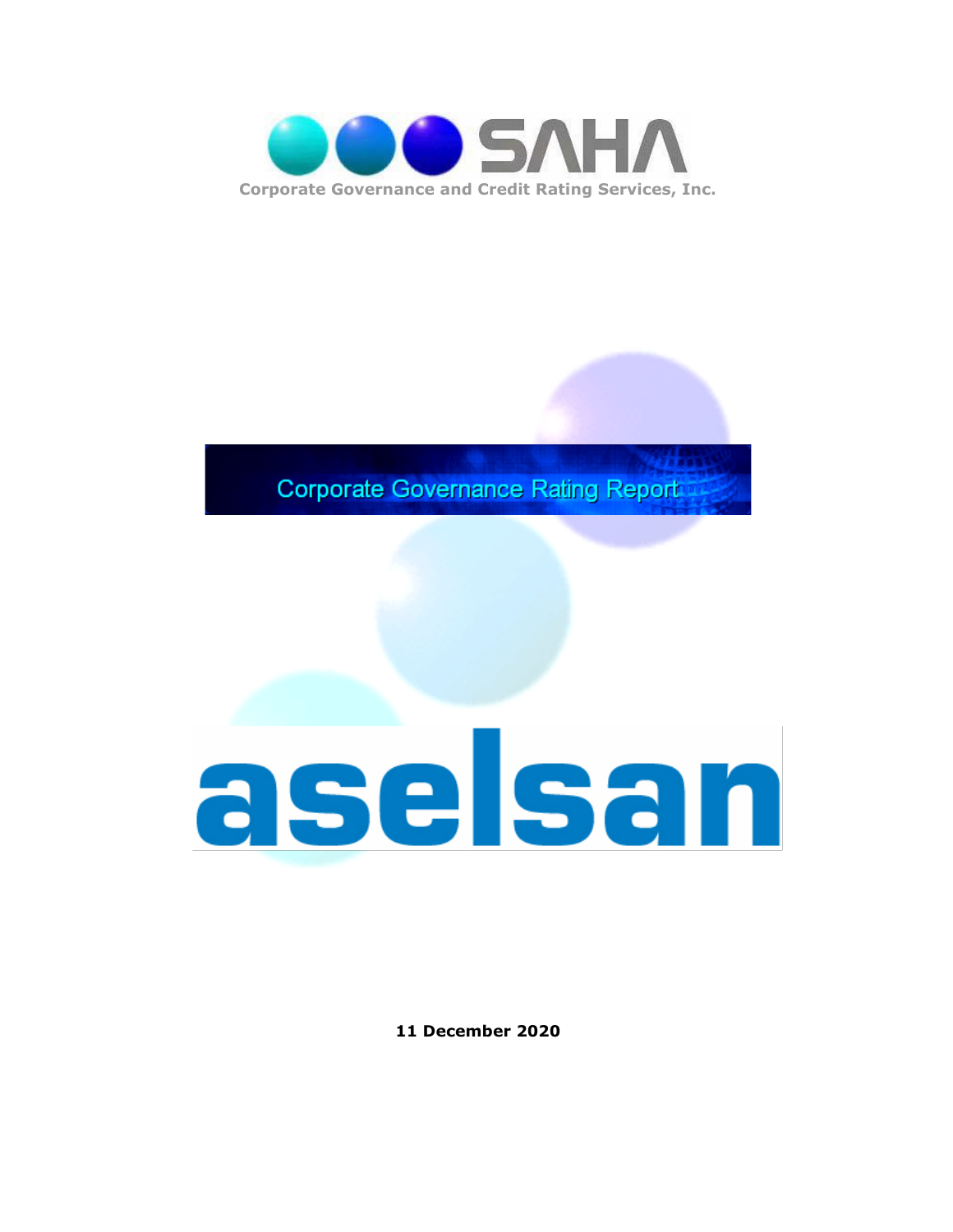SAHA

Corporate Governance and Credit Rating Services, Inc.

# Corporate Governance Rating Report

# aselsan

**11 December 2020**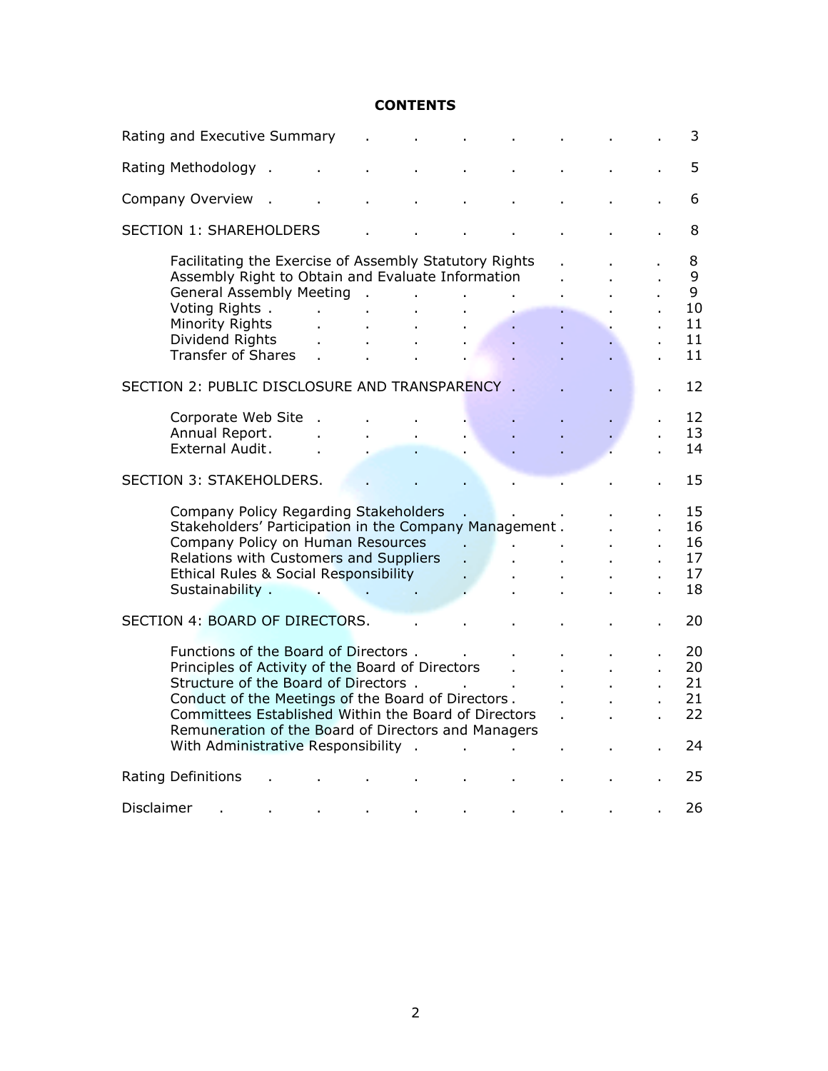# CONTENTS

| | |
|---|---|
| Rating and Executive Summary | 3 |
| Rating Methodology | 5 |
| Company Overview | 6 |
| SECTION 1: SHAREHOLDERS | 8 |
| Facilitating the Exercise of Assembly Statutory Rights | 8 |
| Assembly Right to Obtain and Evaluate Information | 9 |
| General Assembly Meeting | 9 |
| Voting Rights | 10 |
| Minority Rights | 11 |
| Dividend Rights | 11 |
| Transfer of Shares | 11 |
| SECTION 2: PUBLIC DISCLOSURE AND TRANSPARENCY | 12 |
| Corporate Web Site | 12 |
| Annual Report | 13 |
| External Audit | 14 |
| SECTION 3: STAKEHOLDERS | 15 |
| Company Policy Regarding Stakeholders | 15 |
| Stakeholders' Participation in the Company Management | 16 |
| Company Policy on Human Resources | 16 |
| Relations with Customers and Suppliers | 17 |
| Ethical Rules & Social Responsibility | 17 |
| Sustainability | 18 |
| SECTION 4: BOARD OF DIRECTORS | 20 |
| Functions of the Board of Directors | 20 |
| Principles of Activity of the Board of Directors | 20 |
| Structure of the Board of Directors | 21 |
| Conduct of the Meetings of the Board of Directors | 21 |
| Committees Established Within the Board of Directors | 22 |
| Remuneration of the Board of Directors and Managers With Administrative Responsibility | 24 |
| Rating Definitions | 25 |
| Disclaimer | 26 |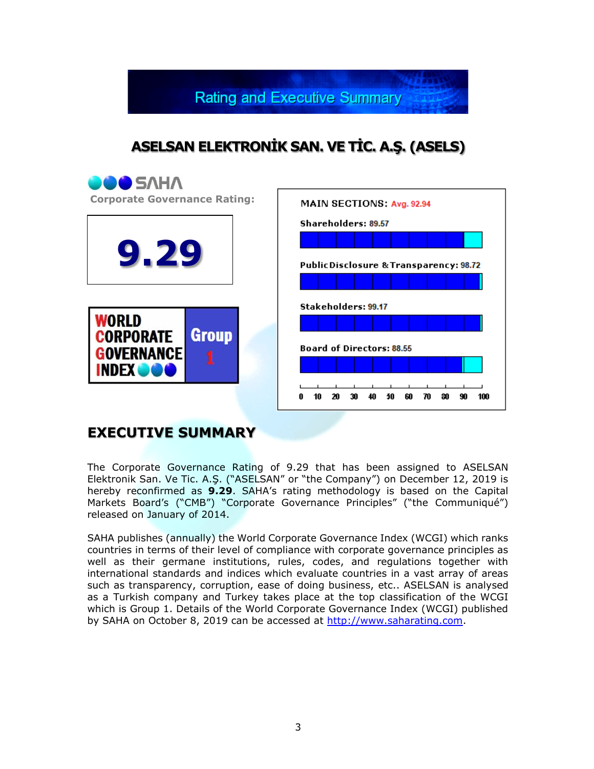# Rating and Executive Summary

## ASELSAN ELEKTRONİK SAN. VE TİC. A.Ş. (ASELS)

SAHA

Corporate Governance Rating:

**9.29**

WORLD CORPORATE GOVERNANCE INDEX — Group 1

| MAIN SECTIONS: Avg. 92.94 | |
|---|---|
| Shareholders | 89.57 |
| Public Disclosure & Transparency | 98.72 |
| Stakeholders | 99.17 |
| Board of Directors | 88.55 |

## EXECUTIVE SUMMARY

The Corporate Governance Rating of 9.29 that has been assigned to ASELSAN Elektronik San. Ve Tic. A.Ş. ("ASELSAN" or "the Company") on December 12, 2019 is hereby reconfirmed as **9.29**. SAHA's rating methodology is based on the Capital Markets Board's ("CMB") "Corporate Governance Principles" ("the Communiqué") released on January of 2014.

SAHA publishes (annually) the World Corporate Governance Index (WCGI) which ranks countries in terms of their level of compliance with corporate governance principles as well as their germane institutions, rules, codes, and regulations together with international standards and indices which evaluate countries in a vast array of areas such as transparency, corruption, ease of doing business, etc.. ASELSAN is analysed as a Turkish company and Turkey takes place at the top classification of the WCGI which is Group 1. Details of the World Corporate Governance Index (WCGI) published by SAHA on October 8, 2019 can be accessed at http://www.saharating.com.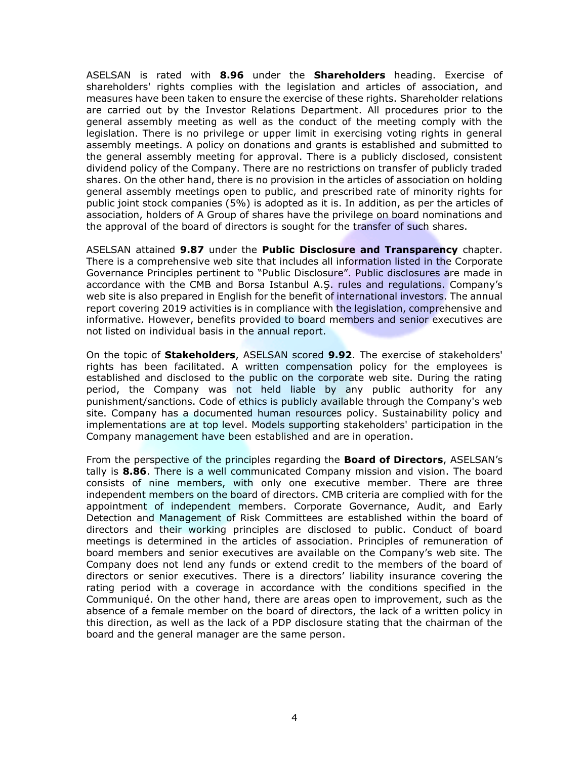ASELSAN is rated with **8.96** under the **Shareholders** heading. Exercise of shareholders' rights complies with the legislation and articles of association, and measures have been taken to ensure the exercise of these rights. Shareholder relations are carried out by the Investor Relations Department. All procedures prior to the general assembly meeting as well as the conduct of the meeting comply with the legislation. There is no privilege or upper limit in exercising voting rights in general assembly meetings. A policy on donations and grants is established and submitted to the general assembly meeting for approval. There is a publicly disclosed, consistent dividend policy of the Company. There are no restrictions on transfer of publicly traded shares. On the other hand, there is no provision in the articles of association on holding general assembly meetings open to public, and prescribed rate of minority rights for public joint stock companies (5%) is adopted as it is. In addition, as per the articles of association, holders of A Group of shares have the privilege on board nominations and the approval of the board of directors is sought for the transfer of such shares.

ASELSAN attained **9.87** under the **Public Disclosure and Transparency** chapter. There is a comprehensive web site that includes all information listed in the Corporate Governance Principles pertinent to "Public Disclosure". Public disclosures are made in accordance with the CMB and Borsa Istanbul A.Ş. rules and regulations. Company's web site is also prepared in English for the benefit of international investors. The annual report covering 2019 activities is in compliance with the legislation, comprehensive and informative. However, benefits provided to board members and senior executives are not listed on individual basis in the annual report.

On the topic of **Stakeholders**, ASELSAN scored **9.92**. The exercise of stakeholders' rights has been facilitated. A written compensation policy for the employees is established and disclosed to the public on the corporate web site. During the rating period, the Company was not held liable by any public authority for any punishment/sanctions. Code of ethics is publicly available through the Company's web site. Company has a documented human resources policy. Sustainability policy and implementations are at top level. Models supporting stakeholders' participation in the Company management have been established and are in operation.

From the perspective of the principles regarding the **Board of Directors**, ASELSAN's tally is **8.86**. There is a well communicated Company mission and vision. The board consists of nine members, with only one executive member. There are three independent members on the board of directors. CMB criteria are complied with for the appointment of independent members. Corporate Governance, Audit, and Early Detection and Management of Risk Committees are established within the board of directors and their working principles are disclosed to public. Conduct of board meetings is determined in the articles of association. Principles of remuneration of board members and senior executives are available on the Company's web site. The Company does not lend any funds or extend credit to the members of the board of directors or senior executives. There is a directors' liability insurance covering the rating period with a coverage in accordance with the conditions specified in the Communiqué. On the other hand, there are areas open to improvement, such as the absence of a female member on the board of directors, the lack of a written policy in this direction, as well as the lack of a PDP disclosure stating that the chairman of the board and the general manager are the same person.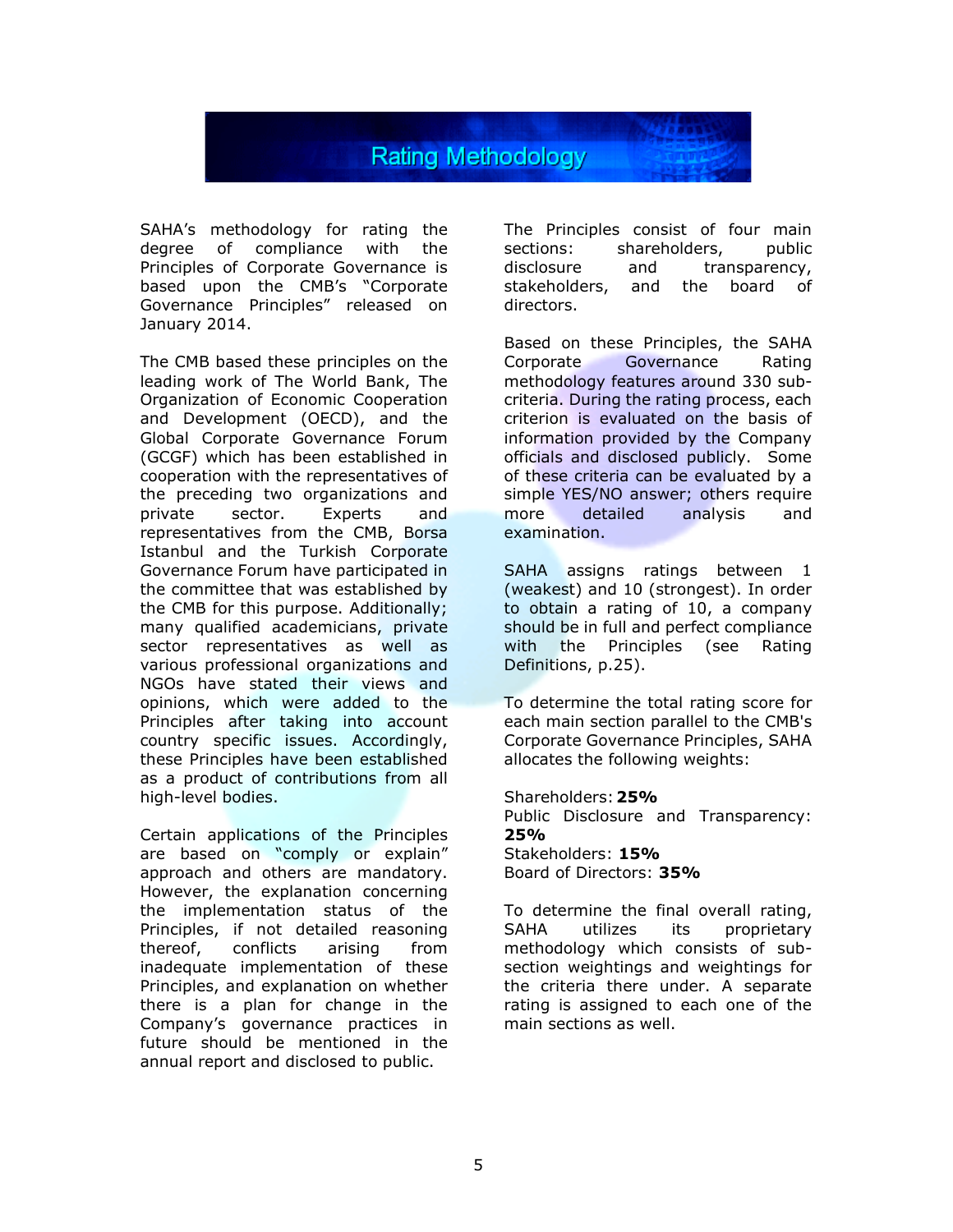# Rating Methodology

SAHA's methodology for rating the degree of compliance with the Principles of Corporate Governance is based upon the CMB's "Corporate Governance Principles" released on January 2014.

The CMB based these principles on the leading work of The World Bank, The Organization of Economic Cooperation and Development (OECD), and the Global Corporate Governance Forum (GCGF) which has been established in cooperation with the representatives of the preceding two organizations and private sector. Experts and representatives from the CMB, Borsa Istanbul and the Turkish Corporate Governance Forum have participated in the committee that was established by the CMB for this purpose. Additionally; many qualified academicians, private sector representatives as well as various professional organizations and NGOs have stated their views and opinions, which were added to the Principles after taking into account country specific issues. Accordingly, these Principles have been established as a product of contributions from all high-level bodies.

Certain applications of the Principles are based on "comply or explain" approach and others are mandatory. However, the explanation concerning the implementation status of the Principles, if not detailed reasoning thereof, conflicts arising from inadequate implementation of these Principles, and explanation on whether there is a plan for change in the Company's governance practices in future should be mentioned in the annual report and disclosed to public.

The Principles consist of four main sections: shareholders, public disclosure and transparency, stakeholders, and the board of directors.

Based on these Principles, the SAHA Corporate Governance Rating methodology features around 330 sub-criteria. During the rating process, each criterion is evaluated on the basis of information provided by the Company officials and disclosed publicly. Some of these criteria can be evaluated by a simple YES/NO answer; others require more detailed analysis and examination.

SAHA assigns ratings between 1 (weakest) and 10 (strongest). In order to obtain a rating of 10, a company should be in full and perfect compliance with the Principles (see Rating Definitions, p.25).

To determine the total rating score for each main section parallel to the CMB's Corporate Governance Principles, SAHA allocates the following weights:

Shareholders: **25%**
Public Disclosure and Transparency: **25%**
Stakeholders: **15%**
Board of Directors: **35%**

To determine the final overall rating, SAHA utilizes its proprietary methodology which consists of sub-section weightings and weightings for the criteria there under. A separate rating is assigned to each one of the main sections as well.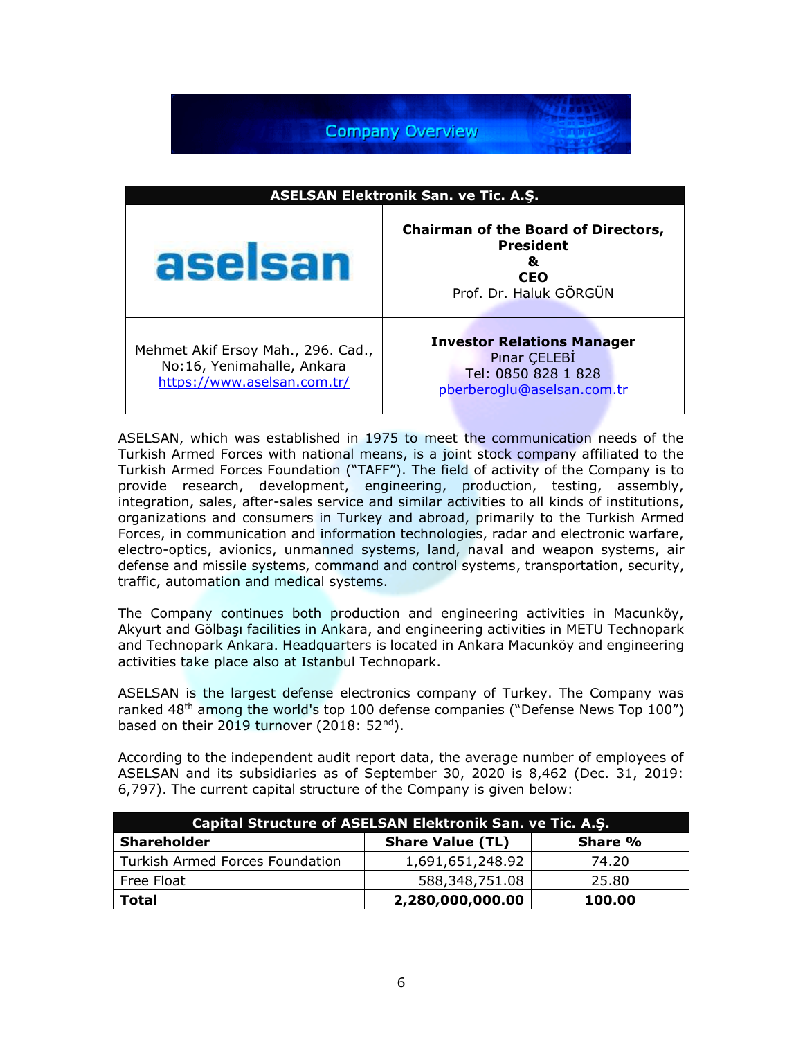# Company Overview

| ASELSAN Elektronik San. ve Tic. A.Ş. | |
|---|---|
| aselsan | **Chairman of the Board of Directors, President & CEO**<br>Prof. Dr. Haluk GÖRGÜN |
| Mehmet Akif Ersoy Mah., 296. Cad., No:16, Yenimahalle, Ankara<br>https://www.aselsan.com.tr/ | **Investor Relations Manager**<br>Pınar ÇELEBİ<br>Tel: 0850 828 1 828<br>pberberoglu@aselsan.com.tr |

ASELSAN, which was established in 1975 to meet the communication needs of the Turkish Armed Forces with national means, is a joint stock company affiliated to the Turkish Armed Forces Foundation ("TAFF"). The field of activity of the Company is to provide research, development, engineering, production, testing, assembly, integration, sales, after-sales service and similar activities to all kinds of institutions, organizations and consumers in Turkey and abroad, primarily to the Turkish Armed Forces, in communication and information technologies, radar and electronic warfare, electro-optics, avionics, unmanned systems, land, naval and weapon systems, air defense and missile systems, command and control systems, transportation, security, traffic, automation and medical systems.

The Company continues both production and engineering activities in Macunköy, Akyurt and Gölbaşı facilities in Ankara, and engineering activities in METU Technopark and Technopark Ankara. Headquarters is located in Ankara Macunköy and engineering activities take place also at Istanbul Technopark.

ASELSAN is the largest defense electronics company of Turkey. The Company was ranked 48th among the world's top 100 defense companies ("Defense News Top 100") based on their 2019 turnover (2018: 52nd).

According to the independent audit report data, the average number of employees of ASELSAN and its subsidiaries as of September 30, 2020 is 8,462 (Dec. 31, 2019: 6,797). The current capital structure of the Company is given below:

| Capital Structure of ASELSAN Elektronik San. ve Tic. A.Ş. | | |
|---|---|---|
| **Shareholder** | **Share Value (TL)** | **Share %** |
| Turkish Armed Forces Foundation | 1,691,651,248.92 | 74.20 |
| Free Float | 588,348,751.08 | 25.80 |
| **Total** | **2,280,000,000.00** | **100.00** |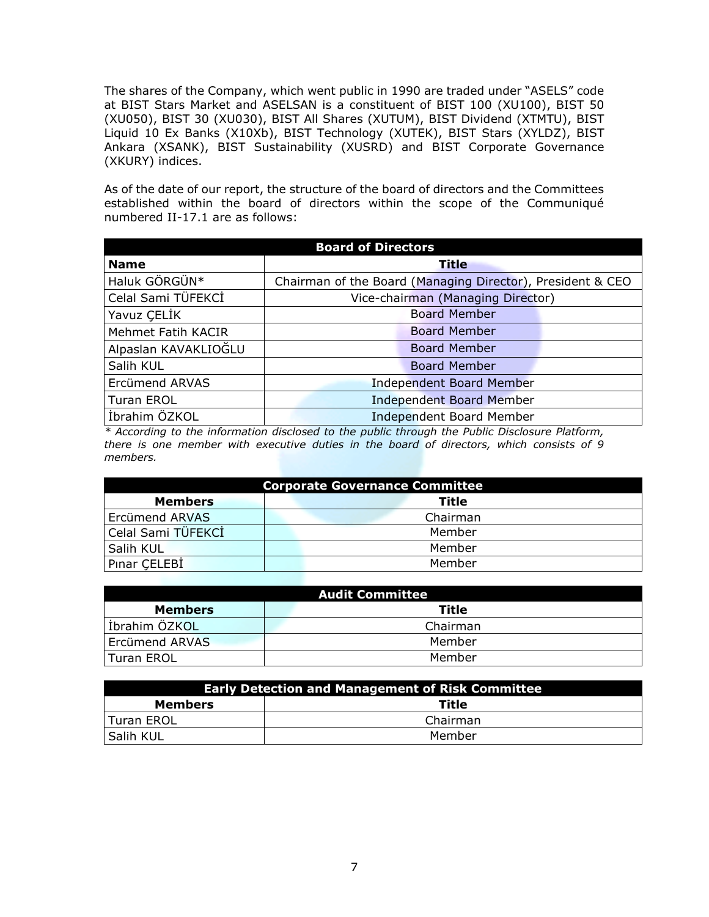The shares of the Company, which went public in 1990 are traded under "ASELS" code at BIST Stars Market and ASELSAN is a constituent of BIST 100 (XU100), BIST 50 (XU050), BIST 30 (XU030), BIST All Shares (XUTUM), BIST Dividend (XTMTU), BIST Liquid 10 Ex Banks (X10Xb), BIST Technology (XUTEK), BIST Stars (XYLDZ), BIST Ankara (XSANK), BIST Sustainability (XUSRD) and BIST Corporate Governance (XKURY) indices.

As of the date of our report, the structure of the board of directors and the Committees established within the board of directors within the scope of the Communiqué numbered II-17.1 are as follows:

| **Board of Directors** | |
|---|---|
| **Name** | **Title** |
| Haluk GÖRGÜN* | Chairman of the Board (Managing Director), President & CEO |
| Celal Sami TÜFEKCİ | Vice-chairman (Managing Director) |
| Yavuz ÇELİK | Board Member |
| Mehmet Fatih KACIR | Board Member |
| Alpaslan KAVAKLIOĞLU | Board Member |
| Salih KUL | Board Member |
| Ercümend ARVAS | Independent Board Member |
| Turan EROL | Independent Board Member |
| İbrahim ÖZKOL | Independent Board Member |

*\* According to the information disclosed to the public through the Public Disclosure Platform, there is one member with executive duties in the board of directors, which consists of 9 members.*

| **Corporate Governance Committee** | |
|---|---|
| **Members** | **Title** |
| Ercümend ARVAS | Chairman |
| Celal Sami TÜFEKCİ | Member |
| Salih KUL | Member |
| Pınar ÇELEBİ | Member |

| **Audit Committee** | |
|---|---|
| **Members** | **Title** |
| İbrahim ÖZKOL | Chairman |
| Ercümend ARVAS | Member |
| Turan EROL | Member |

| **Early Detection and Management of Risk Committee** | |
|---|---|
| **Members** | **Title** |
| Turan EROL | Chairman |
| Salih KUL | Member |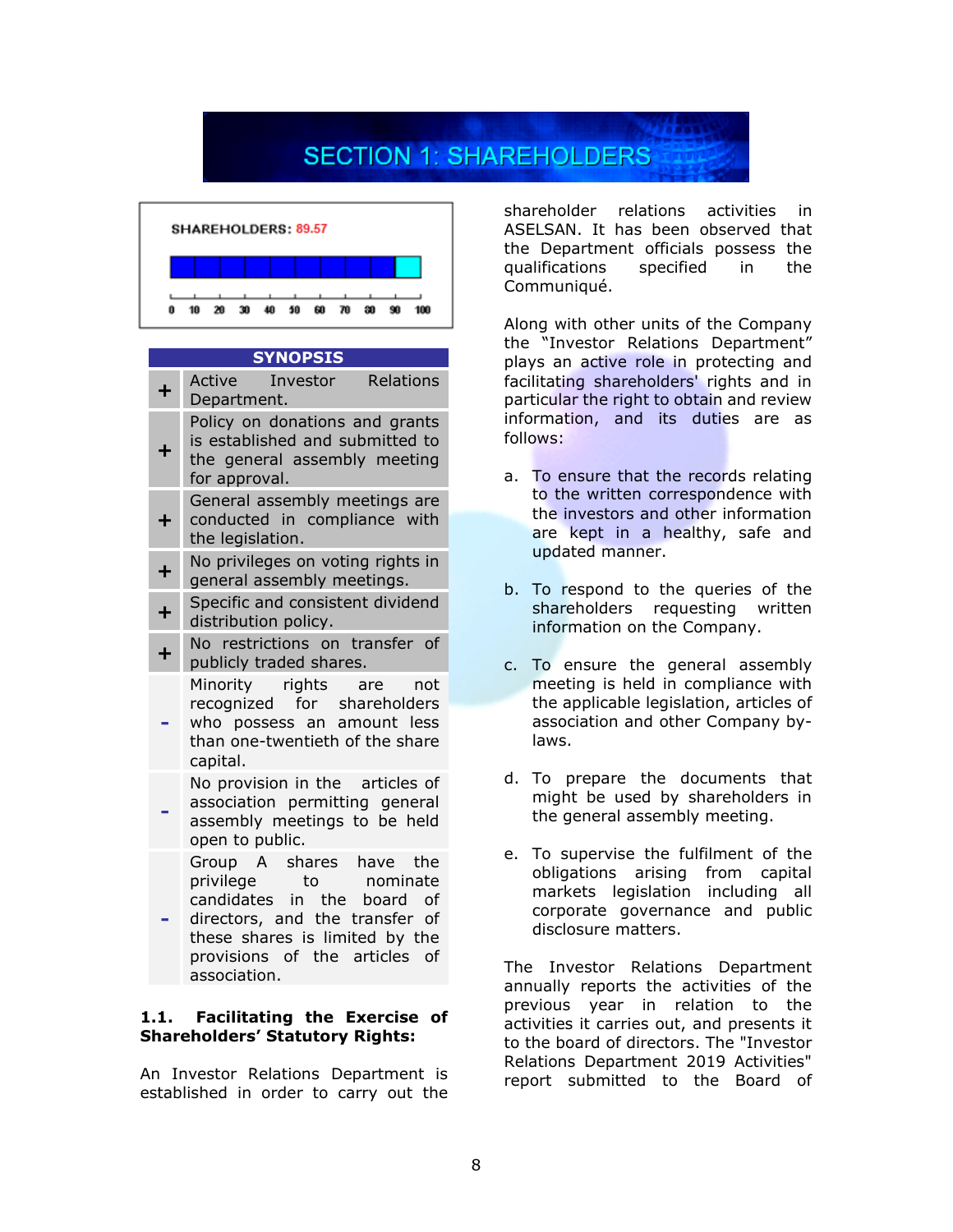# SECTION 1: SHAREHOLDERS

**SHAREHOLDERS: 89.57**

| SYNOPSIS | |
|---|---|
| + | Active Investor Relations Department. |
| + | Policy on donations and grants is established and submitted to the general assembly meeting for approval. |
| + | General assembly meetings are conducted in compliance with the legislation. |
| + | No privileges on voting rights in general assembly meetings. |
| + | Specific and consistent dividend distribution policy. |
| + | No restrictions on transfer of publicly traded shares. |
| - | Minority rights are not recognized for shareholders who possess an amount less than one-twentieth of the share capital. |
| - | No provision in the articles of association permitting general assembly meetings to be held open to public. |
| - | Group A shares have the privilege to nominate candidates in the board of directors, and the transfer of these shares is limited by the provisions of the articles of association. |

### 1.1. Facilitating the Exercise of Shareholders' Statutory Rights:

An Investor Relations Department is established in order to carry out the shareholder relations activities in ASELSAN. It has been observed that the Department officials possess the qualifications specified in the Communiqué.

Along with other units of the Company the "Investor Relations Department" plays an active role in protecting and facilitating shareholders' rights and in particular the right to obtain and review information, and its duties are as follows:

a. To ensure that the records relating to the written correspondence with the investors and other information are kept in a healthy, safe and updated manner.

b. To respond to the queries of the shareholders requesting written information on the Company.

c. To ensure the general assembly meeting is held in compliance with the applicable legislation, articles of association and other Company by-laws.

d. To prepare the documents that might be used by shareholders in the general assembly meeting.

e. To supervise the fulfilment of the obligations arising from capital markets legislation including all corporate governance and public disclosure matters.

The Investor Relations Department annually reports the activities of the previous year in relation to the activities it carries out, and presents it to the board of directors. The "Investor Relations" Department 2019 Activities" report submitted to the Board of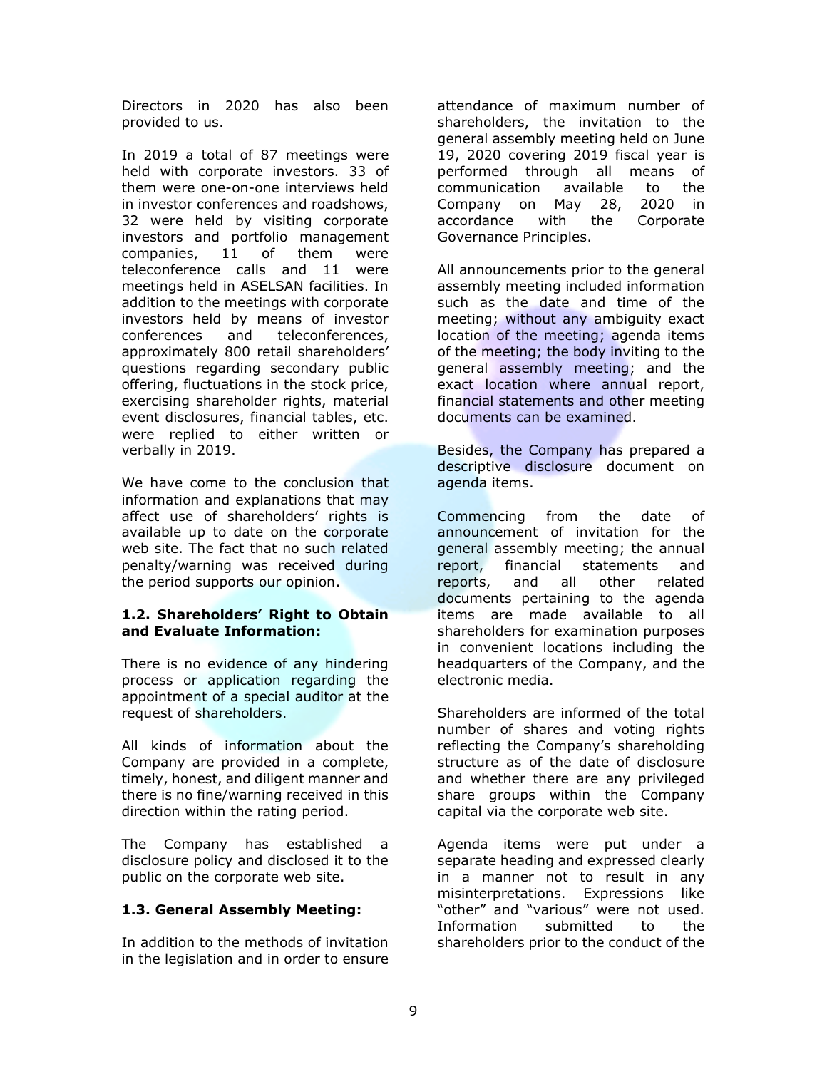Directors in 2020 has also been provided to us.

In 2019 a total of 87 meetings were held with corporate investors. 33 of them were one-on-one interviews held in investor conferences and roadshows, 32 were held by visiting corporate investors and portfolio management companies, 11 of them were teleconference calls and 11 were meetings held in ASELSAN facilities. In addition to the meetings with corporate investors held by means of investor conferences and teleconferences, approximately 800 retail shareholders' questions regarding secondary public offering, fluctuations in the stock price, exercising shareholder rights, material event disclosures, financial tables, etc. were replied to either written or verbally in 2019.

We have come to the conclusion that information and explanations that may affect use of shareholders' rights is available up to date on the corporate web site. The fact that no such related penalty/warning was received during the period supports our opinion.

### 1.2. Shareholders' Right to Obtain and Evaluate Information:

There is no evidence of any hindering process or application regarding the appointment of a special auditor at the request of shareholders.

All kinds of information about the Company are provided in a complete, timely, honest, and diligent manner and there is no fine/warning received in this direction within the rating period.

The Company has established a disclosure policy and disclosed it to the public on the corporate web site.

### 1.3. General Assembly Meeting:

In addition to the methods of invitation in the legislation and in order to ensure attendance of maximum number of shareholders, the invitation to the general assembly meeting held on June 19, 2020 covering 2019 fiscal year is performed through all means of communication available to the Company on May 28, 2020 in accordance with the Corporate Governance Principles.

All announcements prior to the general assembly meeting included information such as the date and time of the meeting; without any ambiguity exact location of the meeting; agenda items of the meeting; the body inviting to the general assembly meeting; and the exact location where annual report, financial statements and other meeting documents can be examined.

Besides, the Company has prepared a descriptive disclosure document on agenda items.

Commencing from the date of announcement of invitation for the general assembly meeting; the annual report, financial statements and reports, and all other related documents pertaining to the agenda items are made available to all shareholders for examination purposes in convenient locations including the headquarters of the Company, and the electronic media.

Shareholders are informed of the total number of shares and voting rights reflecting the Company's shareholding structure as of the date of disclosure and whether there are any privileged share groups within the Company capital via the corporate web site.

Agenda items were put under a separate heading and expressed clearly in a manner not to result in any misinterpretations. Expressions like "other" and "various" were not used. Information submitted to the shareholders prior to the conduct of the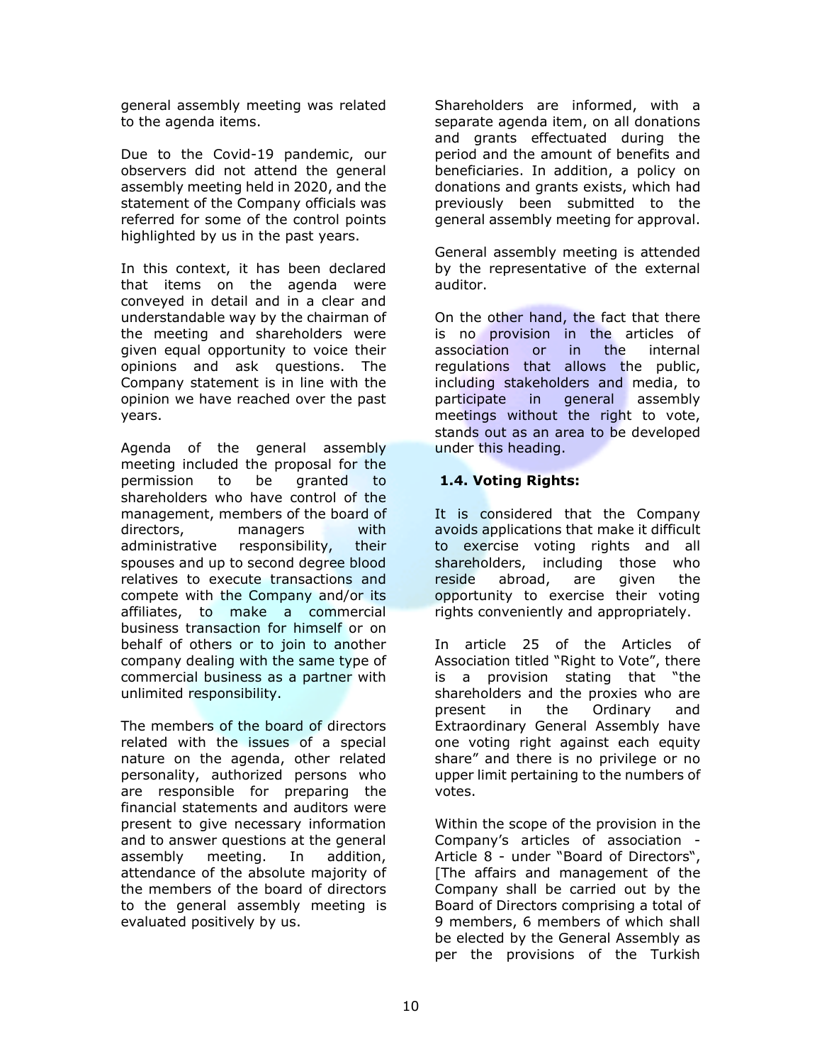general assembly meeting was related to the agenda items.

Due to the Covid-19 pandemic, our observers did not attend the general assembly meeting held in 2020, and the statement of the Company officials was referred for some of the control points highlighted by us in the past years.

In this context, it has been declared that items on the agenda were conveyed in detail and in a clear and understandable way by the chairman of the meeting and shareholders were given equal opportunity to voice their opinions and ask questions. The Company statement is in line with the opinion we have reached over the past years.

Agenda of the general assembly meeting included the proposal for the permission to be granted to shareholders who have control of the management, members of the board of directors, managers with administrative responsibility, their spouses and up to second degree blood relatives to execute transactions and compete with the Company and/or its affiliates, to make a commercial business transaction for himself or on behalf of others or to join to another company dealing with the same type of commercial business as a partner with unlimited responsibility.

The members of the board of directors related with the issues of a special nature on the agenda, other related personality, authorized persons who are responsible for preparing the financial statements and auditors were present to give necessary information and to answer questions at the general assembly meeting. In addition, attendance of the absolute majority of the members of the board of directors to the general assembly meeting is evaluated positively by us.

Shareholders are informed, with a separate agenda item, on all donations and grants effectuated during the period and the amount of benefits and beneficiaries. In addition, a policy on donations and grants exists, which had previously been submitted to the general assembly meeting for approval.

General assembly meeting is attended by the representative of the external auditor.

On the other hand, the fact that there is no provision in the articles of association or in the internal regulations that allows the public, including stakeholders and media, to participate in general assembly meetings without the right to vote, stands out as an area to be developed under this heading.

### 1.4. Voting Rights:

It is considered that the Company avoids applications that make it difficult to exercise voting rights and all shareholders, including those who reside abroad, are given the opportunity to exercise their voting rights conveniently and appropriately.

In article 25 of the Articles of Association titled "Right to Vote", there is a provision stating that "the shareholders and the proxies who are present in the Ordinary and Extraordinary General Assembly have one voting right against each equity share" and there is no privilege or no upper limit pertaining to the numbers of votes.

Within the scope of the provision in the Company's articles of association - Article 8 - under "Board of Directors", [The affairs and management of the Company shall be carried out by the Board of Directors comprising a total of 9 members, 6 members of which shall be elected by the General Assembly as per the provisions of the Turkish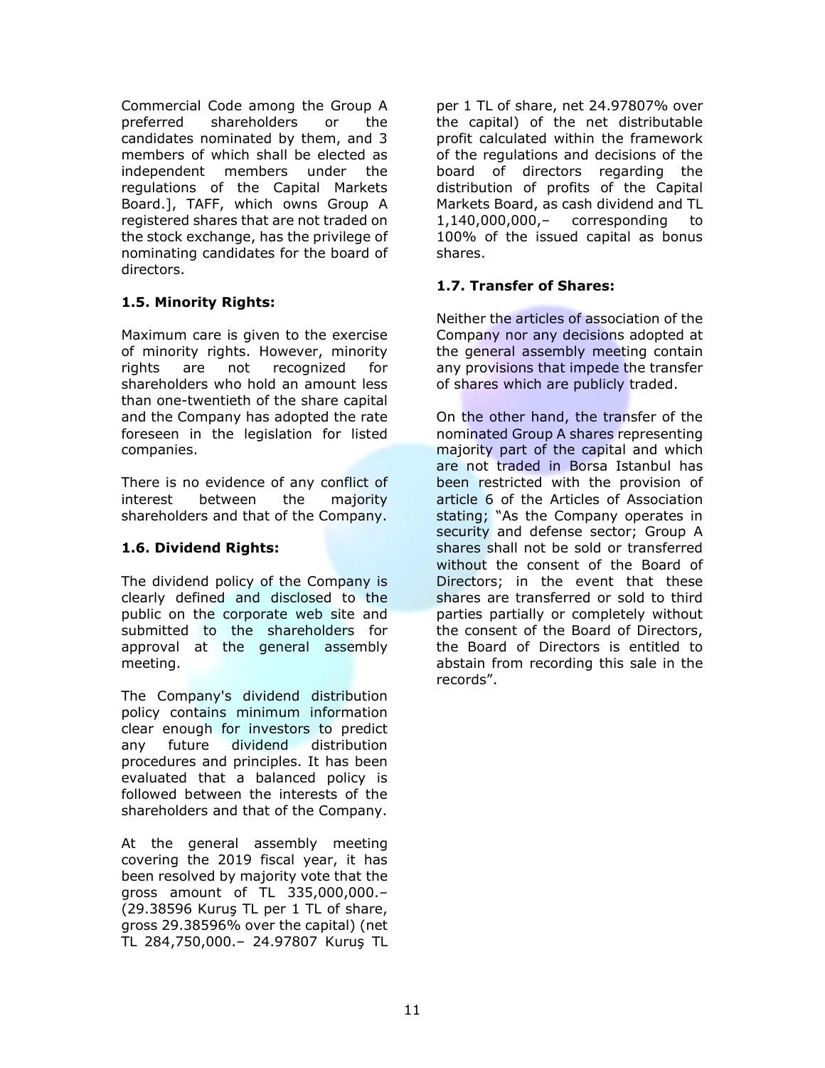Commercial Code among the Group A preferred shareholders or the candidates nominated by them, and 3 members of which shall be elected as independent members under the regulations of the Capital Markets Board.], TAFF, which owns Group A registered shares that are not traded on the stock exchange, has the privilege of nominating candidates for the board of directors.

### 1.5. Minority Rights:

Maximum care is given to the exercise of minority rights. However, minority rights are not recognized for shareholders who hold an amount less than one-twentieth of the share capital and the Company has adopted the rate foreseen in the legislation for listed companies.

There is no evidence of any conflict of interest between the majority shareholders and that of the Company.

### 1.6. Dividend Rights:

The dividend policy of the Company is clearly defined and disclosed to the public on the corporate web site and submitted to the shareholders for approval at the general assembly meeting.

The Company's dividend distribution policy contains minimum information clear enough for investors to predict any future dividend distribution procedures and principles. It has been evaluated that a balanced policy is followed between the interests of the shareholders and that of the Company.

At the general assembly meeting covering the 2019 fiscal year, it has been resolved by majority vote that the gross amount of TL 335,000,000.– (29.38596 Kuruş TL per 1 TL of share, gross 29.38596% over the capital) (net TL 284,750,000.– 24.97807 Kuruş TL per 1 TL of share, net 24.97807% over the capital) of the net distributable profit calculated within the framework of the regulations and decisions of the board of directors regarding the distribution of profits of the Capital Markets Board, as cash dividend and TL 1,140,000,000,– corresponding to 100% of the issued capital as bonus shares.

### 1.7. Transfer of Shares:

Neither the articles of association of the Company nor any decisions adopted at the general assembly meeting contain any provisions that impede the transfer of shares which are publicly traded.

On the other hand, the transfer of the nominated Group A shares representing majority part of the capital and which are not traded in Borsa Istanbul has been restricted with the provision of article 6 of the Articles of Association stating; "As the Company operates in security and defense sector; Group A shares shall not be sold or transferred without the consent of the Board of Directors; in the event that these shares are transferred or sold to third parties partially or completely without the consent of the Board of Directors, the Board of Directors is entitled to abstain from recording this sale in the records".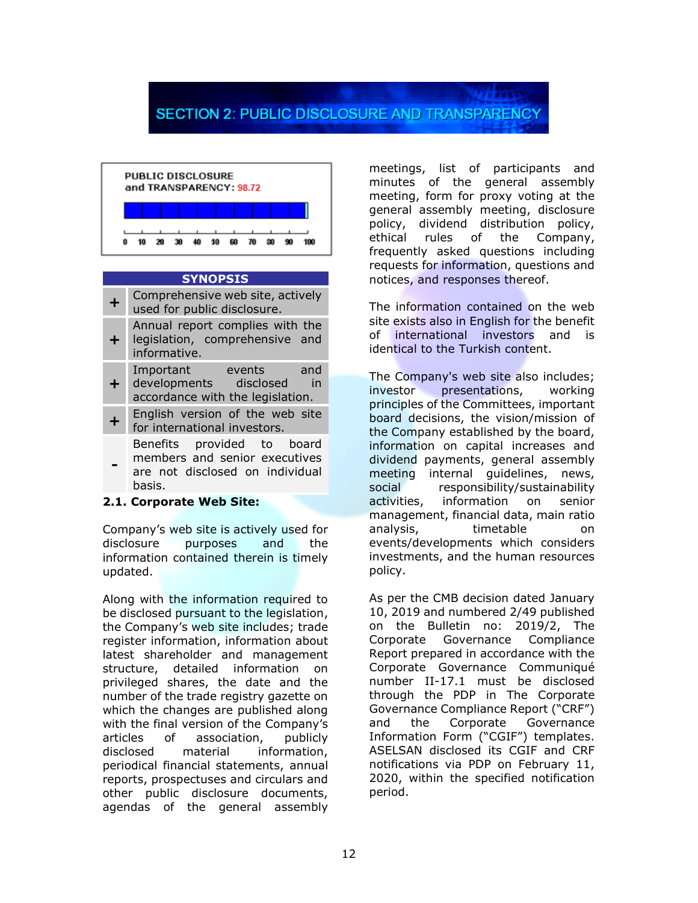# SECTION 2: PUBLIC DISCLOSURE AND TRANSPARENCY

**PUBLIC DISCLOSURE and TRANSPARENCY: 98.72**

| SYNOPSIS | |
|---|---|
| + | Comprehensive web site, actively used for public disclosure. |
| + | Annual report complies with the legislation, comprehensive and informative. |
| + | Important events and developments disclosed in accordance with the legislation. |
| + | English version of the web site for international investors. |
| - | Benefits provided to board members and senior executives are not disclosed on individual basis. |

**2.1. Corporate Web Site:**

Company's web site is actively used for disclosure purposes and the information contained therein is timely updated.

Along with the information required to be disclosed pursuant to the legislation, the Company's web site includes; trade register information, information about latest shareholder and management structure, detailed information on privileged shares, the date and the number of the trade registry gazette on which the changes are published along with the final version of the Company's articles of association, publicly disclosed material information, periodical financial statements, annual reports, prospectuses and circulars and other public disclosure documents, agendas of the general assembly meetings, list of participants and minutes of the general assembly meeting, form for proxy voting at the general assembly meeting, disclosure policy, dividend distribution policy, ethical rules of the Company, frequently asked questions including requests for information, questions and notices, and responses thereof.

The information contained on the web site exists also in English for the benefit of international investors and is identical to the Turkish content.

The Company's web site also includes; investor presentations, working principles of the Committees, important board decisions, the vision/mission of the Company established by the board, information on capital increases and dividend payments, general assembly meeting internal guidelines, news, social responsibility/sustainability activities, information on senior management, financial data, main ratio analysis, timetable on events/developments which considers investments, and the human resources policy.

As per the CMB decision dated January 10, 2019 and numbered 2/49 published on the Bulletin no: 2019/2, The Corporate Governance Compliance Report prepared in accordance with the Corporate Governance Communiqué number II-17.1 must be disclosed through the PDP in The Corporate Governance Compliance Report ("CRF") and the Corporate Governance Information Form ("CGIF") templates. ASELSAN disclosed its CGIF and CRF notifications via PDP on February 11, 2020, within the specified notification period.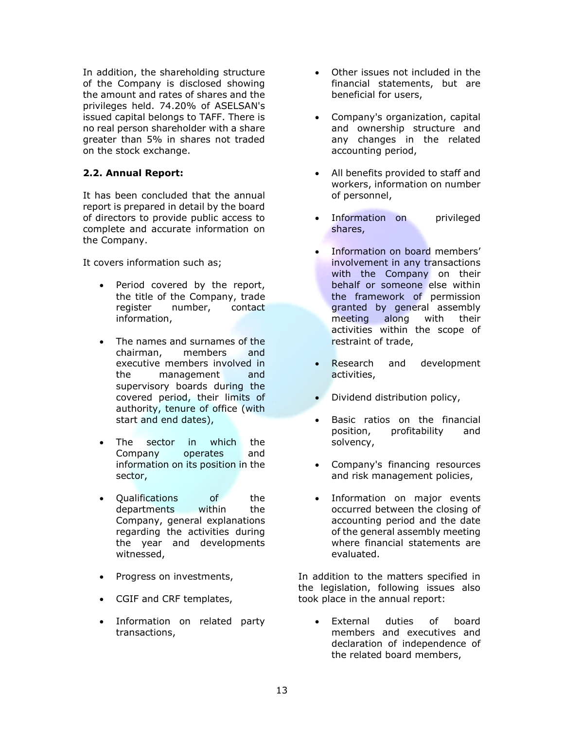In addition, the shareholding structure of the Company is disclosed showing the amount and rates of shares and the privileges held. 74.20% of ASELSAN's issued capital belongs to TAFF. There is no real person shareholder with a share greater than 5% in shares not traded on the stock exchange.

### 2.2. Annual Report:

It has been concluded that the annual report is prepared in detail by the board of directors to provide public access to complete and accurate information on the Company.

It covers information such as;

- Period covered by the report, the title of the Company, trade register number, contact information,
- The names and surnames of the chairman, members and executive members involved in the management and supervisory boards during the covered period, their limits of authority, tenure of office (with start and end dates),
- The sector in which the Company operates and information on its position in the sector,
- Qualifications of the departments within the Company, general explanations regarding the activities during the year and developments witnessed,
- Progress on investments,
- CGIF and CRF templates,
- Information on related party transactions,
- Other issues not included in the financial statements, but are beneficial for users,
- Company's organization, capital and ownership structure and any changes in the related accounting period,
- All benefits provided to staff and workers, information on number of personnel,
- Information on privileged shares,
- Information on board members' involvement in any transactions with the Company on their behalf or someone else within the framework of permission granted by general assembly meeting along with their activities within the scope of restraint of trade,
- Research and development activities,
- Dividend distribution policy,
- Basic ratios on the financial position, profitability and solvency,
- Company's financing resources and risk management policies,
- Information on major events occurred between the closing of accounting period and the date of the general assembly meeting where financial statements are evaluated.

In addition to the matters specified in the legislation, following issues also took place in the annual report:

- External duties of board members and executives and declaration of independence of the related board members,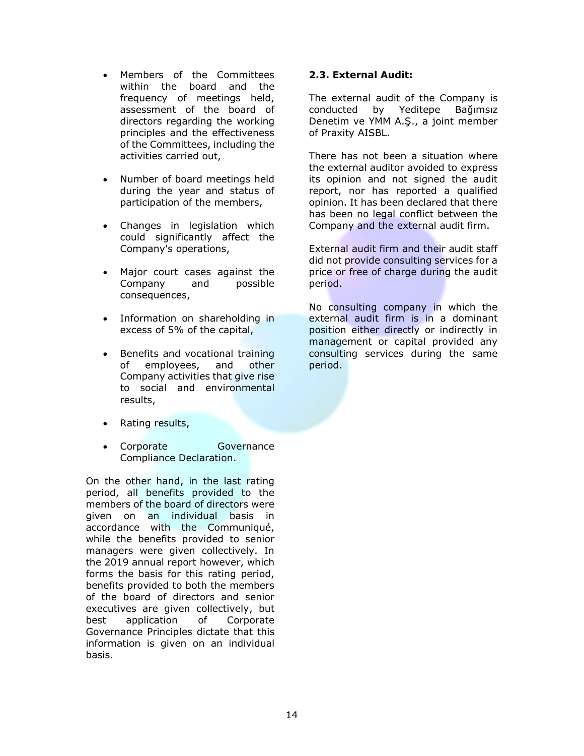- Members of the Committees within the board and the frequency of meetings held, assessment of the board of directors regarding the working principles and the effectiveness of the Committees, including the activities carried out,

- Number of board meetings held during the year and status of participation of the members,

- Changes in legislation which could significantly affect the Company's operations,

- Major court cases against the Company and possible consequences,

- Information on shareholding in excess of 5% of the capital,

- Benefits and vocational training of employees, and other Company activities that give rise to social and environmental results,

- Rating results,

- Corporate Governance Compliance Declaration.

On the other hand, in the last rating period, all benefits provided to the members of the board of directors were given on an individual basis in accordance with the Communiqué, while the benefits provided to senior managers were given collectively. In the 2019 annual report however, which forms the basis for this rating period, benefits provided to both the members of the board of directors and senior executives are given collectively, but best application of Corporate Governance Principles dictate that this information is given on an individual basis.

### 2.3. External Audit:

The external audit of the Company is conducted by Yeditepe Bağımsız Denetim ve YMM A.Ş., a joint member of Praxity AISBL.

There has not been a situation where the external auditor avoided to express its opinion and not signed the audit report, nor has reported a qualified opinion. It has been declared that there has been no legal conflict between the Company and the external audit firm.

External audit firm and their audit staff did not provide consulting services for a price or free of charge during the audit period.

No consulting company in which the external audit firm is in a dominant position either directly or indirectly in management or capital provided any consulting services during the same period.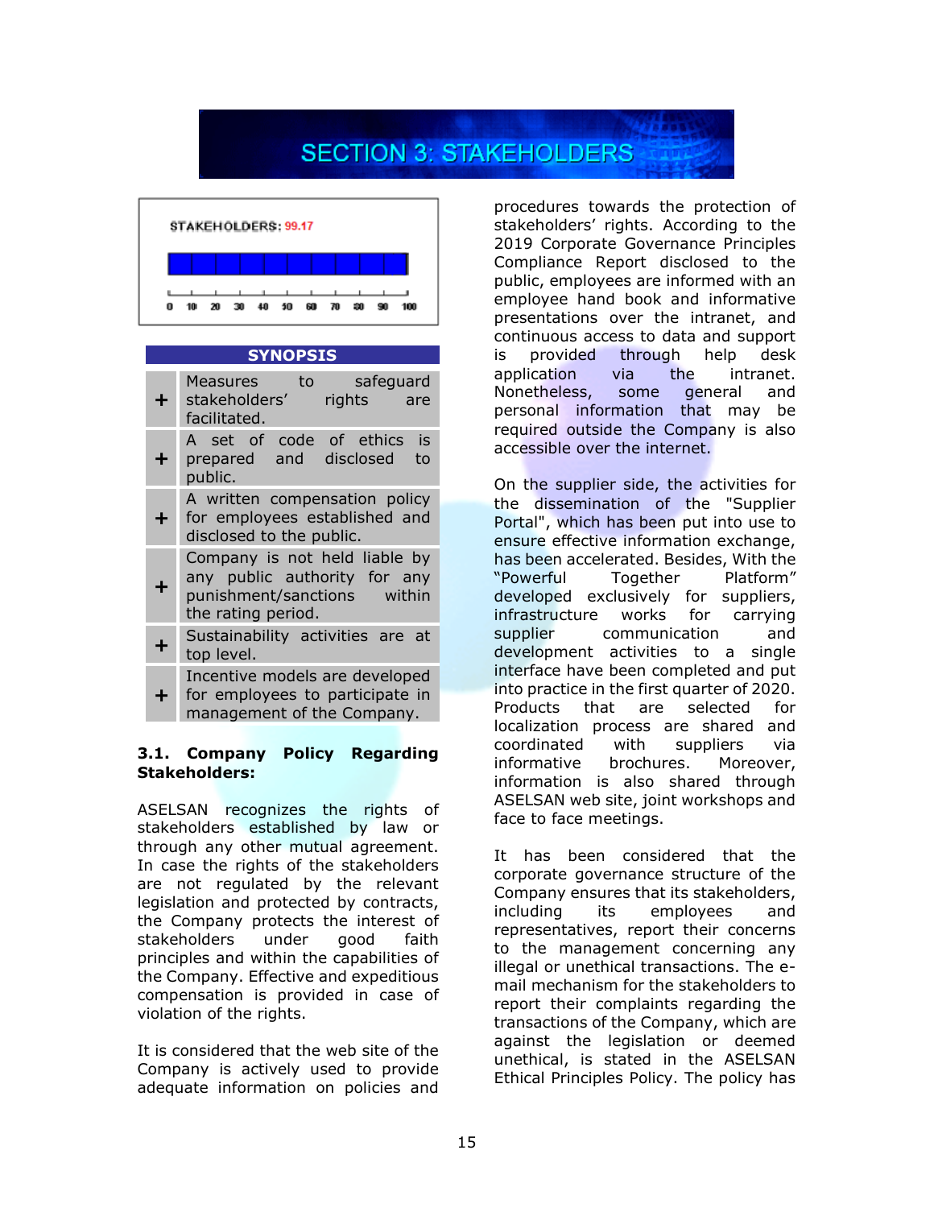# SECTION 3: STAKEHOLDERS

STAKEHOLDERS: 99.17

0 10 20 30 40 50 60 70 80 90 100

| SYNOPSIS | |
|---|---|
| + | Measures to safeguard stakeholders' rights are facilitated. |
| + | A set of code of ethics is prepared and disclosed to public. |
| + | A written compensation policy for employees established and disclosed to the public. |
| + | Company is not held liable by any public authority for any punishment/sanctions within the rating period. |
| + | Sustainability activities are at top level. |
| + | Incentive models are developed for employees to participate in management of the Company. |

### 3.1. Company Policy Regarding Stakeholders:

ASELSAN recognizes the rights of stakeholders established by law or through any other mutual agreement. In case the rights of the stakeholders are not regulated by the relevant legislation and protected by contracts, the Company protects the interest of stakeholders under good faith principles and within the capabilities of the Company. Effective and expeditious compensation is provided in case of violation of the rights.

It is considered that the web site of the Company is actively used to provide adequate information on policies and procedures towards the protection of stakeholders' rights. According to the 2019 Corporate Governance Principles Compliance Report disclosed to the public, employees are informed with an employee hand book and informative presentations over the intranet, and continuous access to data and support is provided through help desk application via the intranet. Nonetheless, some general and personal information that may be required outside the Company is also accessible over the internet.

On the supplier side, the activities for the dissemination of the "Supplier Portal", which has been put into use to ensure effective information exchange, has been accelerated. Besides, With the "Powerful Together Platform" developed exclusively for suppliers, infrastructure works for carrying supplier communication and development activities to a single interface have been completed and put into practice in the first quarter of 2020. Products that are selected for localization process are shared and coordinated with suppliers via informative brochures. Moreover, information is also shared through ASELSAN web site, joint workshops and face to face meetings.

It has been considered that the corporate governance structure of the Company ensures that its stakeholders, including its employees and representatives, report their concerns to the management concerning any illegal or unethical transactions. The e-mail mechanism for the stakeholders to report their complaints regarding the transactions of the Company, which are against the legislation or deemed unethical, is stated in the ASELSAN Ethical Principles Policy. The policy has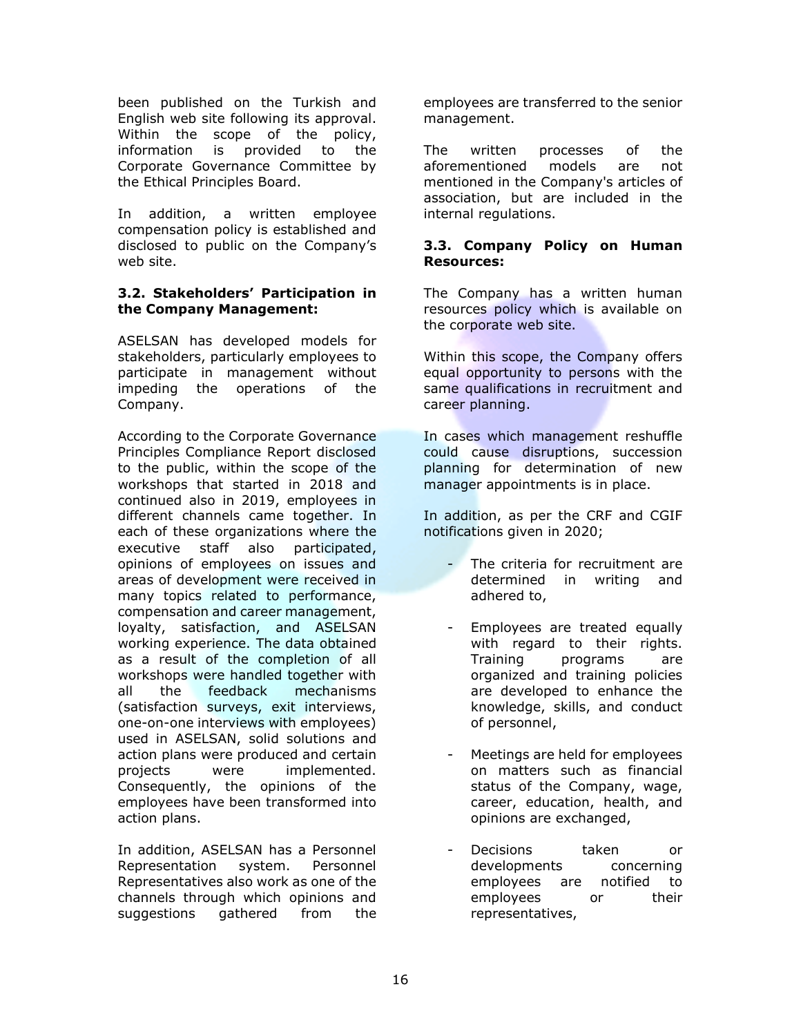been published on the Turkish and English web site following its approval. Within the scope of the policy, information is provided to the Corporate Governance Committee by the Ethical Principles Board.

In addition, a written employee compensation policy is established and disclosed to public on the Company's web site.

### 3.2. Stakeholders' Participation in the Company Management:

ASELSAN has developed models for stakeholders, particularly employees to participate in management without impeding the operations of the Company.

According to the Corporate Governance Principles Compliance Report disclosed to the public, within the scope of the workshops that started in 2018 and continued also in 2019, employees in different channels came together. In each of these organizations where the executive staff also participated, opinions of employees on issues and areas of development were received in many topics related to performance, compensation and career management, loyalty, satisfaction, and ASELSAN working experience. The data obtained as a result of the completion of all workshops were handled together with all the feedback mechanisms (satisfaction surveys, exit interviews, one-on-one interviews with employees) used in ASELSAN, solid solutions and action plans were produced and certain projects were implemented. Consequently, the opinions of the employees have been transformed into action plans.

In addition, ASELSAN has a Personnel Representation system. Personnel Representatives also work as one of the channels through which opinions and suggestions gathered from the employees are transferred to the senior management.

The written processes of the aforementioned models are not mentioned in the Company's articles of association, but are included in the internal regulations.

### 3.3. Company Policy on Human Resources:

The Company has a written human resources policy which is available on the corporate web site.

Within this scope, the Company offers equal opportunity to persons with the same qualifications in recruitment and career planning.

In cases which management reshuffle could cause disruptions, succession planning for determination of new manager appointments is in place.

In addition, as per the CRF and CGIF notifications given in 2020;

- The criteria for recruitment are determined in writing and adhered to,
- Employees are treated equally with regard to their rights. Training programs are organized and training policies are developed to enhance the knowledge, skills, and conduct of personnel,
- Meetings are held for employees on matters such as financial status of the Company, wage, career, education, health, and opinions are exchanged,
- Decisions taken or developments concerning employees are notified to employees or their representatives,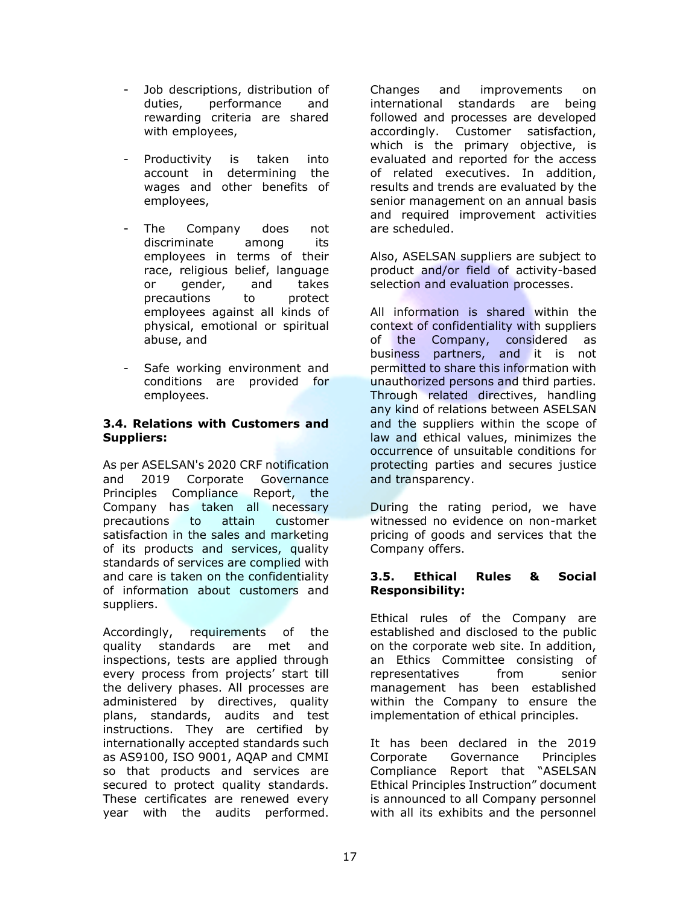- Job descriptions, distribution of duties, performance and rewarding criteria are shared with employees,

- Productivity is taken into account in determining the wages and other benefits of employees,

- The Company does not discriminate among its employees in terms of their race, religious belief, language or gender, and takes precautions to protect employees against all kinds of physical, emotional or spiritual abuse, and

- Safe working environment and conditions are provided for employees.

### 3.4. Relations with Customers and Suppliers:

As per ASELSAN's 2020 CRF notification and 2019 Corporate Governance Principles Compliance Report, the Company has taken all necessary precautions to attain customer satisfaction in the sales and marketing of its products and services, quality standards of services are complied with and care is taken on the confidentiality of information about customers and suppliers.

Accordingly, requirements of the quality standards are met and inspections, tests are applied through every process from projects' start till the delivery phases. All processes are administered by directives, quality plans, standards, audits and test instructions. They are certified by internationally accepted standards such as AS9100, ISO 9001, AQAP and CMMI so that products and services are secured to protect quality standards. These certificates are renewed every year with the audits performed. Changes and improvements on international standards are being followed and processes are developed accordingly. Customer satisfaction, which is the primary objective, is evaluated and reported for the access of related executives. In addition, results and trends are evaluated by the senior management on an annual basis and required improvement activities are scheduled.

Also, ASELSAN suppliers are subject to product and/or field of activity-based selection and evaluation processes.

All information is shared within the context of confidentiality with suppliers of the Company, considered as business partners, and it is not permitted to share this information with unauthorized persons and third parties. Through related directives, handling any kind of relations between ASELSAN and the suppliers within the scope of law and ethical values, minimizes the occurrence of unsuitable conditions for protecting parties and secures justice and transparency.

During the rating period, we have witnessed no evidence on non-market pricing of goods and services that the Company offers.

### 3.5. Ethical Rules & Social Responsibility:

Ethical rules of the Company are established and disclosed to the public on the corporate web site. In addition, an Ethics Committee consisting of representatives from senior management has been established within the Company to ensure the implementation of ethical principles.

It has been declared in the 2019 Corporate Governance Principles Compliance Report that "ASELSAN Ethical Principles Instruction" document is announced to all Company personnel with all its exhibits and the personnel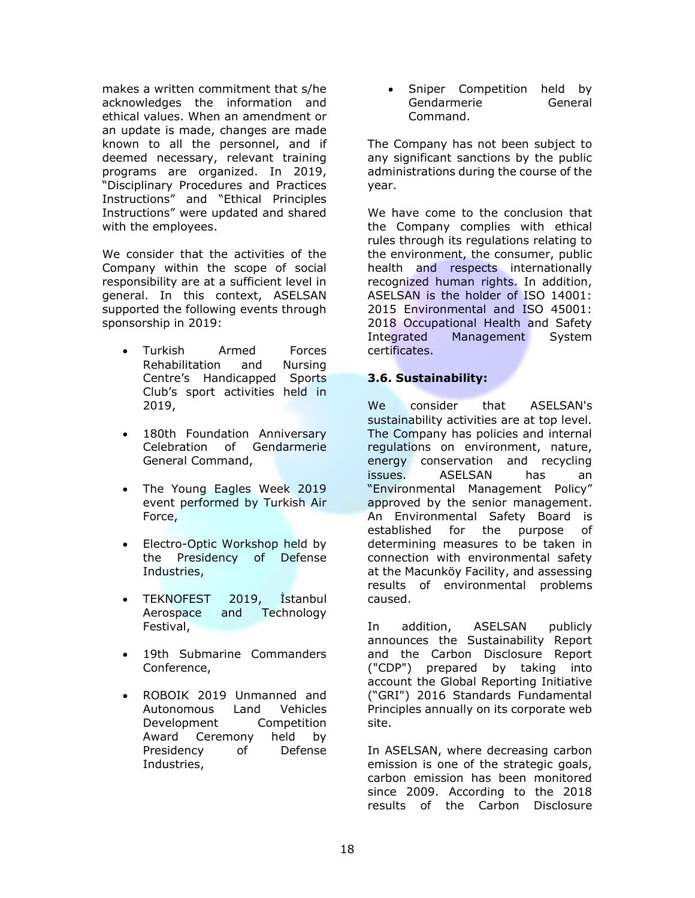makes a written commitment that s/he acknowledges the information and ethical values. When an amendment or an update is made, changes are made known to all the personnel, and if deemed necessary, relevant training programs are organized. In 2019, "Disciplinary Procedures and Practices Instructions" and "Ethical Principles Instructions" were updated and shared with the employees.

We consider that the activities of the Company within the scope of social responsibility are at a sufficient level in general. In this context, ASELSAN supported the following events through sponsorship in 2019:

- Turkish Armed Forces Rehabilitation and Nursing Centre's Handicapped Sports Club's sport activities held in 2019,
- 180th Foundation Anniversary Celebration of Gendarmerie General Command,
- The Young Eagles Week 2019 event performed by Turkish Air Force,
- Electro-Optic Workshop held by the Presidency of Defense Industries,
- TEKNOFEST 2019, İstanbul Aerospace and Technology Festival,
- 19th Submarine Commanders Conference,
- ROBOIK 2019 Unmanned and Autonomous Land Vehicles Development Competition Award Ceremony held by Presidency of Defense Industries,
- Sniper Competition held by Gendarmerie General Command.

The Company has not been subject to any significant sanctions by the public administrations during the course of the year.

We have come to the conclusion that the Company complies with ethical rules through its regulations relating to the environment, the consumer, public health and respects internationally recognized human rights. In addition, ASELSAN is the holder of ISO 14001: 2015 Environmental and ISO 45001: 2018 Occupational Health and Safety Integrated Management System certificates.

### 3.6. Sustainability:

We consider that ASELSAN's sustainability activities are at top level. The Company has policies and internal regulations on environment, nature, energy conservation and recycling issues. ASELSAN has an "Environmental Management Policy" approved by the senior management. An Environmental Safety Board is established for the purpose of determining measures to be taken in connection with environmental safety at the Macunköy Facility, and assessing results of environmental problems caused.

In addition, ASELSAN publicly announces the Sustainability Report and the Carbon Disclosure Report ("CDP") prepared by taking into account the Global Reporting Initiative ("GRI") 2016 Standards Fundamental Principles annually on its corporate web site.

In ASELSAN, where decreasing carbon emission is one of the strategic goals, carbon emission has been monitored since 2009. According to the 2018 results of the Carbon Disclosure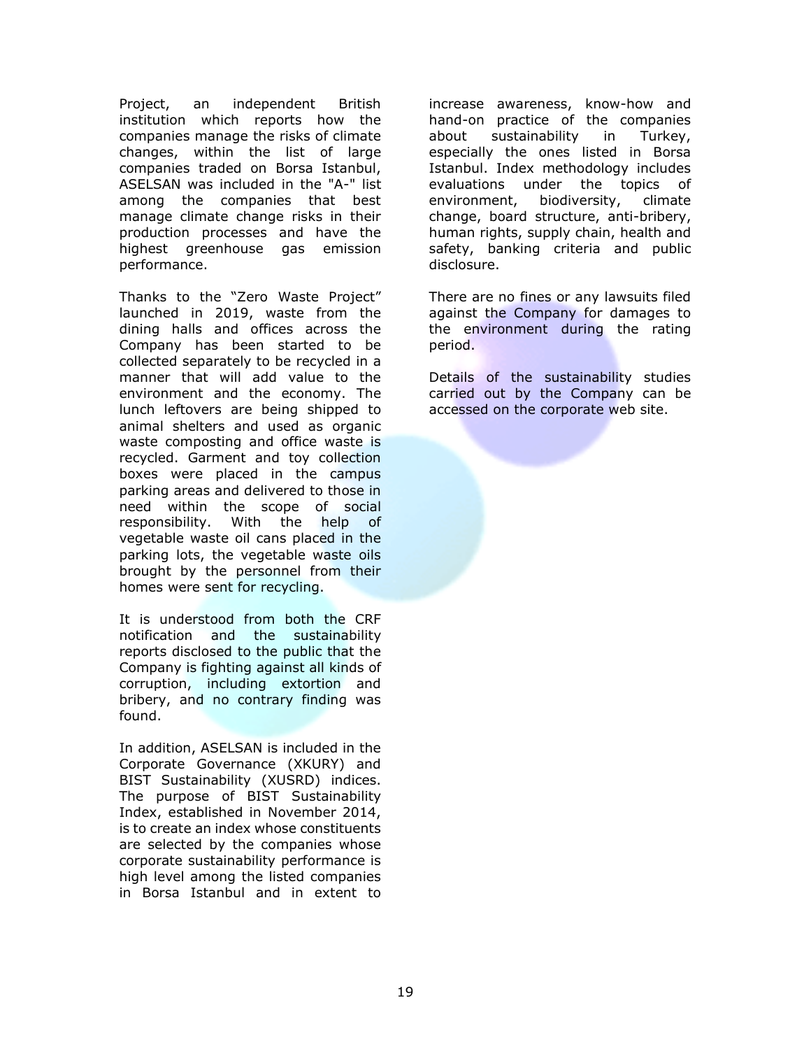Project, an independent British institution which reports how the companies manage the risks of climate changes, within the list of large companies traded on Borsa Istanbul, ASELSAN was included in the "A-" list among the companies that best manage climate change risks in their production processes and have the highest greenhouse gas emission performance.

Thanks to the "Zero Waste Project" launched in 2019, waste from the dining halls and offices across the Company has been started to be collected separately to be recycled in a manner that will add value to the environment and the economy. The lunch leftovers are being shipped to animal shelters and used as organic waste composting and office waste is recycled. Garment and toy collection boxes were placed in the campus parking areas and delivered to those in need within the scope of social responsibility. With the help of vegetable waste oil cans placed in the parking lots, the vegetable waste oils brought by the personnel from their homes were sent for recycling.

It is understood from both the CRF notification and the sustainability reports disclosed to the public that the Company is fighting against all kinds of corruption, including extortion and bribery, and no contrary finding was found.

In addition, ASELSAN is included in the Corporate Governance (XKURY) and BIST Sustainability (XUSRD) indices. The purpose of BIST Sustainability Index, established in November 2014, is to create an index whose constituents are selected by the companies whose corporate sustainability performance is high level among the listed companies in Borsa Istanbul and in extent to increase awareness, know-how and hand-on practice of the companies about sustainability in Turkey, especially the ones listed in Borsa Istanbul. Index methodology includes evaluations under the topics of environment, biodiversity, climate change, board structure, anti-bribery, human rights, supply chain, health and safety, banking criteria and public disclosure.

There are no fines or any lawsuits filed against the Company for damages to the environment during the rating period.

Details of the sustainability studies carried out by the Company can be accessed on the corporate web site.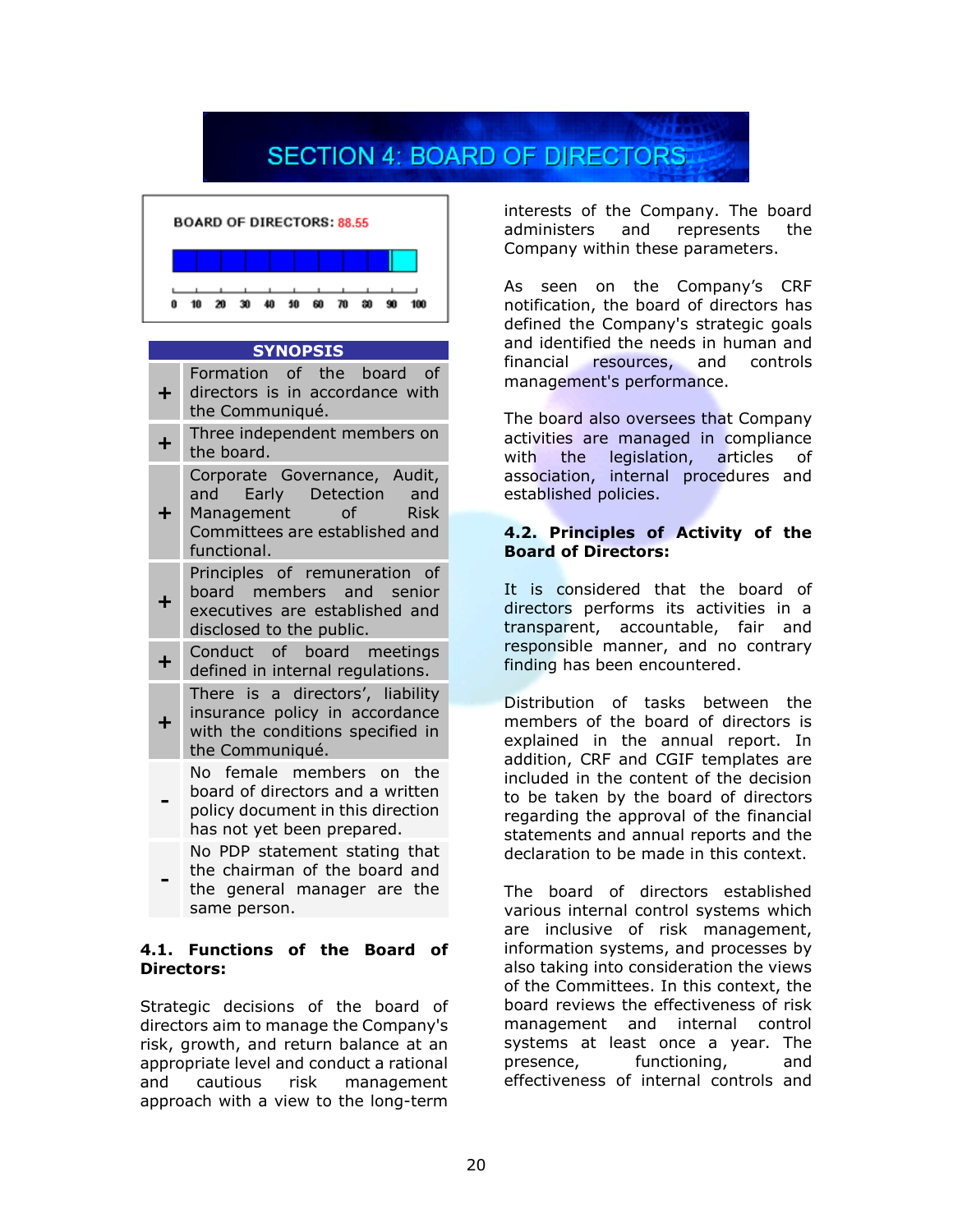# SECTION 4: BOARD OF DIRECTORS

BOARD OF DIRECTORS: 88.55

0 10 20 30 40 50 60 70 80 90 100

| SYNOPSIS | |
|---|---|
| + | Formation of the board of directors is in accordance with the Communiqué. |
| + | Three independent members on the board. |
| + | Corporate Governance, Audit, and Early Detection and Management of Risk Committees are established and functional. |
| + | Principles of remuneration of board members and senior executives are established and disclosed to the public. |
| + | Conduct of board meetings defined in internal regulations. |
| + | There is a directors', liability insurance policy in accordance with the conditions specified in the Communiqué. |
| - | No female members on the board of directors and a written policy document in this direction has not yet been prepared. |
| - | No PDP statement stating that the chairman of the board and the general manager are the same person. |

### 4.1. Functions of the Board of Directors:

Strategic decisions of the board of directors aim to manage the Company's risk, growth, and return balance at an appropriate level and conduct a rational and cautious risk management approach with a view to the long-term interests of the Company. The board administers and represents the Company within these parameters.

As seen on the Company's CRF notification, the board of directors has defined the Company's strategic goals and identified the needs in human and financial resources, and controls management's performance.

The board also oversees that Company activities are managed in compliance with the legislation, articles of association, internal procedures and established policies.

### 4.2. Principles of Activity of the Board of Directors:

It is considered that the board of directors performs its activities in a transparent, accountable, fair and responsible manner, and no contrary finding has been encountered.

Distribution of tasks between the members of the board of directors is explained in the annual report. In addition, CRF and CGIF templates are included in the content of the decision to be taken by the board of directors regarding the approval of the financial statements and annual reports and the declaration to be made in this context.

The board of directors established various internal control systems which are inclusive of risk management, information systems, and processes by also taking into consideration the views of the Committees. In this context, the board reviews the effectiveness of risk management and internal control systems at least once a year. The presence, functioning, and effectiveness of internal controls and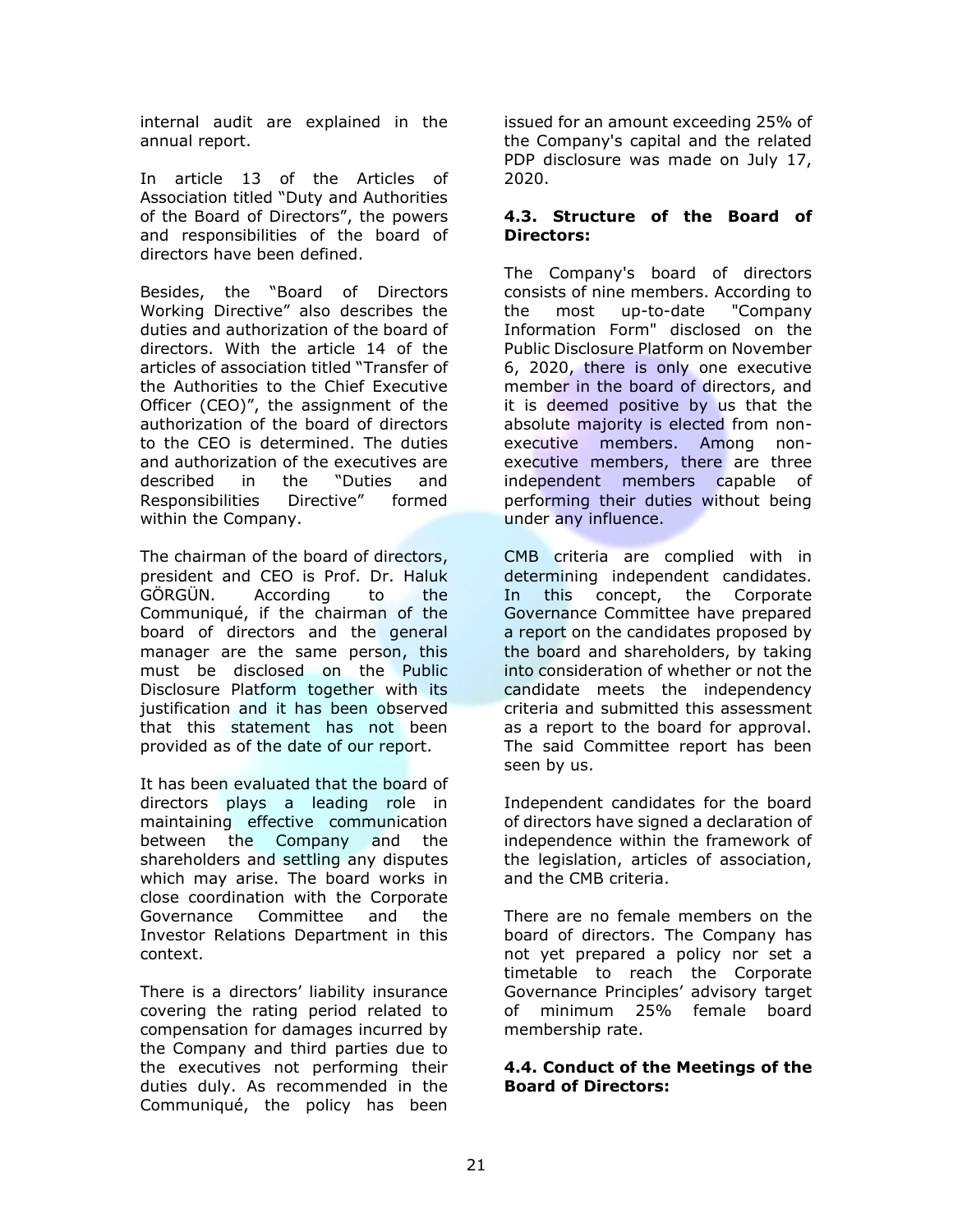internal audit are explained in the annual report.

In article 13 of the Articles of Association titled "Duty and Authorities of the Board of Directors", the powers and responsibilities of the board of directors have been defined.

Besides, the "Board of Directors Working Directive" also describes the duties and authorization of the board of directors. With the article 14 of the articles of association titled "Transfer of the Authorities to the Chief Executive Officer (CEO)", the assignment of the authorization of the board of directors to the CEO is determined. The duties and authorization of the executives are described in the "Duties and Responsibilities Directive" formed within the Company.

The chairman of the board of directors, president and CEO is Prof. Dr. Haluk GÖRGÜN. According to the Communiqué, if the chairman of the board of directors and the general manager are the same person, this must be disclosed on the Public Disclosure Platform together with its justification and it has been observed that this statement has not been provided as of the date of our report.

It has been evaluated that the board of directors plays a leading role in maintaining effective communication between the Company and the shareholders and settling any disputes which may arise. The board works in close coordination with the Corporate Governance Committee and the Investor Relations Department in this context.

There is a directors' liability insurance covering the rating period related to compensation for damages incurred by the Company and third parties due to the executives not performing their duties duly. As recommended in the Communiqué, the policy has been issued for an amount exceeding 25% of the Company's capital and the related PDP disclosure was made on July 17, 2020.

### 4.3. Structure of the Board of Directors:

The Company's board of directors consists of nine members. According to the most up-to-date "Company Information Form" disclosed on the Public Disclosure Platform on November 6, 2020, there is only one executive member in the board of directors, and it is deemed positive by us that the absolute majority is elected from non-executive members. Among non-executive members, there are three independent members capable of performing their duties without being under any influence.

CMB criteria are complied with in determining independent candidates. In this concept, the Corporate Governance Committee have prepared a report on the candidates proposed by the board and shareholders, by taking into consideration of whether or not the candidate meets the independency criteria and submitted this assessment as a report to the board for approval. The said Committee report has been seen by us.

Independent candidates for the board of directors have signed a declaration of independence within the framework of the legislation, articles of association, and the CMB criteria.

There are no female members on the board of directors. The Company has not yet prepared a policy nor set a timetable to reach the Corporate Governance Principles' advisory target of minimum 25% female board membership rate.

### 4.4. Conduct of the Meetings of the Board of Directors: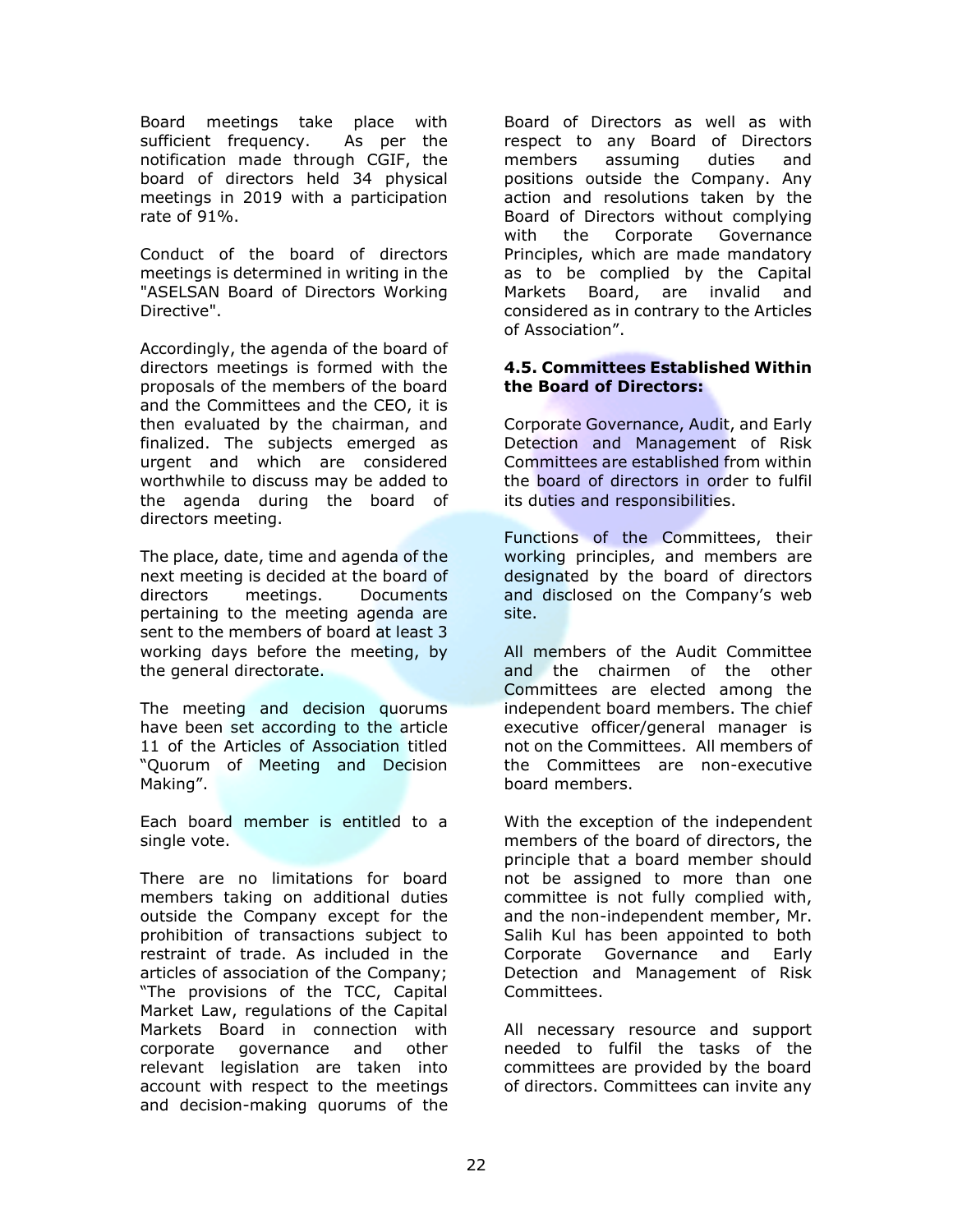Board meetings take place with sufficient frequency. As per the notification made through CGIF, the board of directors held 34 physical meetings in 2019 with a participation rate of 91%.

Conduct of the board of directors meetings is determined in writing in the "ASELSAN Board of Directors Working Directive".

Accordingly, the agenda of the board of directors meetings is formed with the proposals of the members of the board and the Committees and the CEO, it is then evaluated by the chairman, and finalized. The subjects emerged as urgent and which are considered worthwhile to discuss may be added to the agenda during the board of directors meeting.

The place, date, time and agenda of the next meeting is decided at the board of directors meetings. Documents pertaining to the meeting agenda are sent to the members of board at least 3 working days before the meeting, by the general directorate.

The meeting and decision quorums have been set according to the article 11 of the Articles of Association titled "Quorum of Meeting and Decision Making".

Each board member is entitled to a single vote.

There are no limitations for board members taking on additional duties outside the Company except for the prohibition of transactions subject to restraint of trade. As included in the articles of association of the Company; "The provisions of the TCC, Capital Market Law, regulations of the Capital Markets Board in connection with corporate governance and other relevant legislation are taken into account with respect to the meetings and decision-making quorums of the Board of Directors as well as with respect to any Board of Directors members assuming duties and positions outside the Company. Any action and resolutions taken by the Board of Directors without complying with the Corporate Governance Principles, which are made mandatory as to be complied by the Capital Markets Board, are invalid and considered as in contrary to the Articles of Association".

**4.5. Committees Established Within the Board of Directors:**

Corporate Governance, Audit, and Early Detection and Management of Risk Committees are established from within the board of directors in order to fulfil its duties and responsibilities.

Functions of the Committees, their working principles, and members are designated by the board of directors and disclosed on the Company's web site.

All members of the Audit Committee and the chairmen of the other Committees are elected among the independent board members. The chief executive officer/general manager is not on the Committees. All members of the Committees are non-executive board members.

With the exception of the independent members of the board of directors, the principle that a board member should not be assigned to more than one committee is not fully complied with, and the non-independent member, Mr. Salih Kul has been appointed to both Corporate Governance and Early Detection and Management of Risk Committees.

All necessary resource and support needed to fulfil the tasks of the committees are provided by the board of directors. Committees can invite any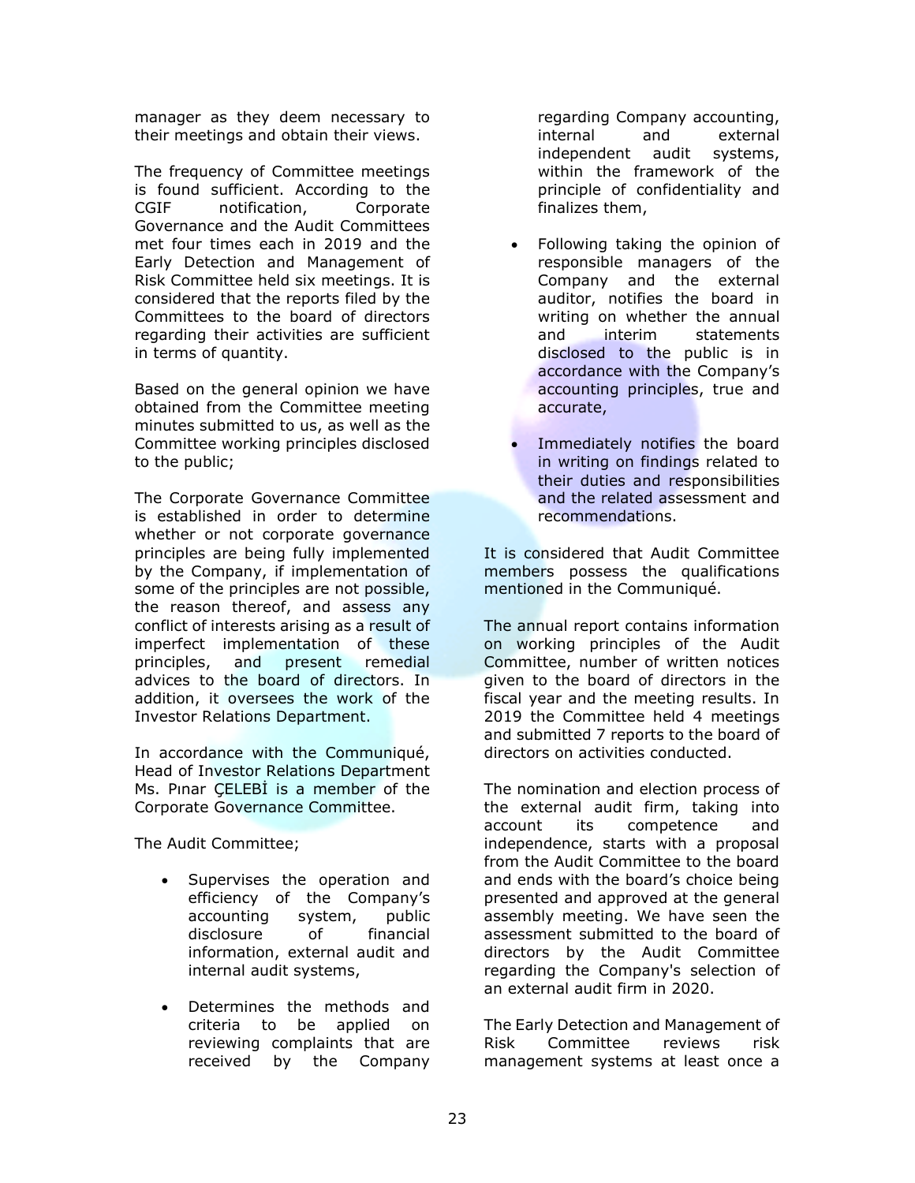manager as they deem necessary to their meetings and obtain their views.

The frequency of Committee meetings is found sufficient. According to the CGIF notification, Corporate Governance and the Audit Committees met four times each in 2019 and the Early Detection and Management of Risk Committee held six meetings. It is considered that the reports filed by the Committees to the board of directors regarding their activities are sufficient in terms of quantity.

Based on the general opinion we have obtained from the Committee meeting minutes submitted to us, as well as the Committee working principles disclosed to the public;

The Corporate Governance Committee is established in order to determine whether or not corporate governance principles are being fully implemented by the Company, if implementation of some of the principles are not possible, the reason thereof, and assess any conflict of interests arising as a result of imperfect implementation of these principles, and present remedial advices to the board of directors. In addition, it oversees the work of the Investor Relations Department.

In accordance with the Communiqué, Head of Investor Relations Department Ms. Pınar ÇELEBİ is a member of the Corporate Governance Committee.

The Audit Committee;

- Supervises the operation and efficiency of the Company's accounting system, public disclosure of financial information, external audit and internal audit systems,
- Determines the methods and criteria to be applied on reviewing complaints that are received by the Company regarding Company accounting, internal and external independent audit systems, within the framework of the principle of confidentiality and finalizes them,
- Following taking the opinion of responsible managers of the Company and the external auditor, notifies the board in writing on whether the annual and interim statements disclosed to the public is in accordance with the Company's accounting principles, true and accurate,
- Immediately notifies the board in writing on findings related to their duties and responsibilities and the related assessment and recommendations.

It is considered that Audit Committee members possess the qualifications mentioned in the Communiqué.

The annual report contains information on working principles of the Audit Committee, number of written notices given to the board of directors in the fiscal year and the meeting results. In 2019 the Committee held 4 meetings and submitted 7 reports to the board of directors on activities conducted.

The nomination and election process of the external audit firm, taking into account its competence and independence, starts with a proposal from the Audit Committee to the board and ends with the board's choice being presented and approved at the general assembly meeting. We have seen the assessment submitted to the board of directors by the Audit Committee regarding the Company's selection of an external audit firm in 2020.

The Early Detection and Management of Risk Committee reviews risk management systems at least once a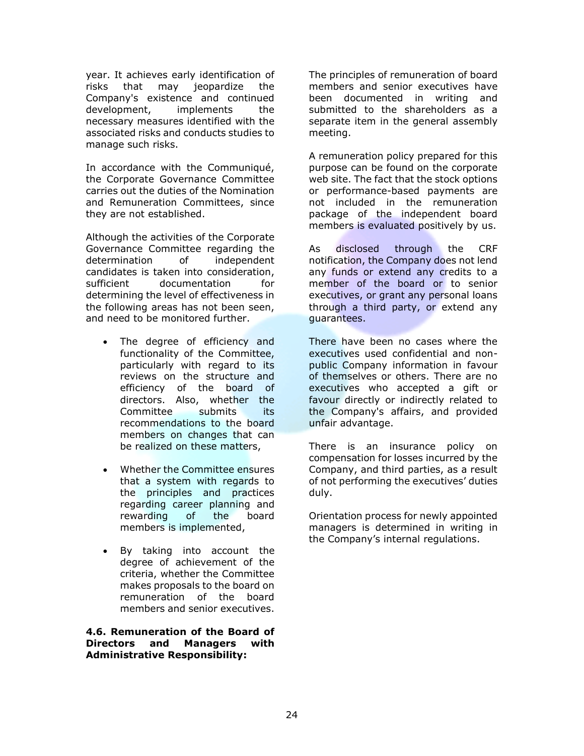year. It achieves early identification of risks that may jeopardize the Company's existence and continued development, implements the necessary measures identified with the associated risks and conducts studies to manage such risks.

In accordance with the Communiqué, the Corporate Governance Committee carries out the duties of the Nomination and Remuneration Committees, since they are not established.

Although the activities of the Corporate Governance Committee regarding the determination of independent candidates is taken into consideration, sufficient documentation for determining the level of effectiveness in the following areas has not been seen, and need to be monitored further.

- The degree of efficiency and functionality of the Committee, particularly with regard to its reviews on the structure and efficiency of the board of directors. Also, whether the Committee submits its recommendations to the board members on changes that can be realized on these matters,
- Whether the Committee ensures that a system with regards to the principles and practices regarding career planning and rewarding of the board members is implemented,
- By taking into account the degree of achievement of the criteria, whether the Committee makes proposals to the board on remuneration of the board members and senior executives.

**4.6. Remuneration of the Board of Directors and Managers with Administrative Responsibility:**

The principles of remuneration of board members and senior executives have been documented in writing and submitted to the shareholders as a separate item in the general assembly meeting.

A remuneration policy prepared for this purpose can be found on the corporate web site. The fact that the stock options or performance-based payments are not included in the remuneration package of the independent board members is evaluated positively by us.

As disclosed through the CRF notification, the Company does not lend any funds or extend any credits to a member of the board or to senior executives, or grant any personal loans through a third party, or extend any guarantees.

There have been no cases where the executives used confidential and non-public Company information in favour of themselves or others. There are no executives who accepted a gift or favour directly or indirectly related to the Company's affairs, and provided unfair advantage.

There is an insurance policy on compensation for losses incurred by the Company, and third parties, as a result of not performing the executives' duties duly.

Orientation process for newly appointed managers is determined in writing in the Company's internal regulations.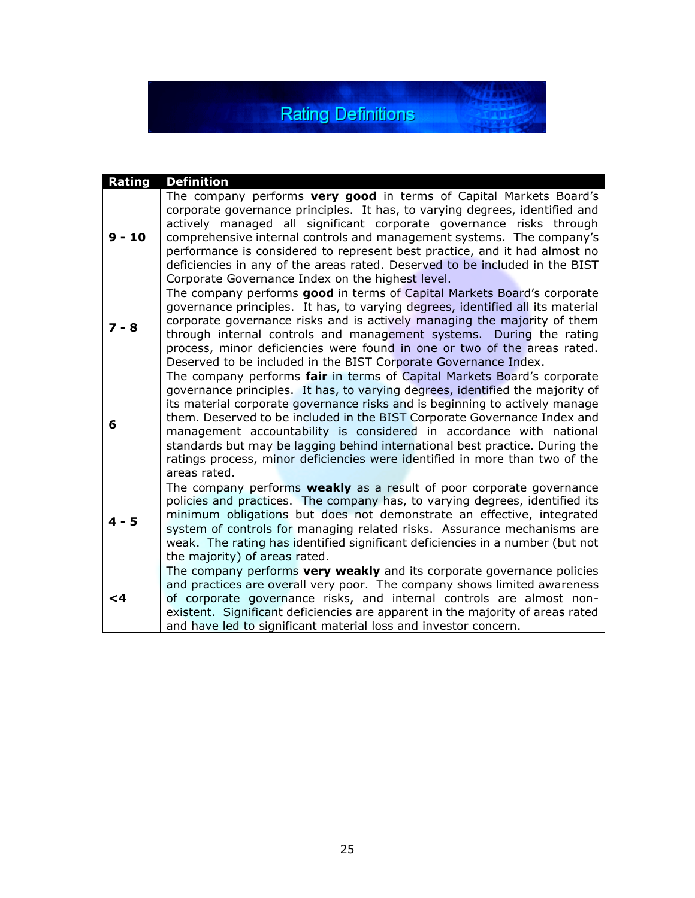# Rating Definitions

| Rating | Definition |
|---|---|
| **9 - 10** | The company performs **very good** in terms of Capital Markets Board's corporate governance principles. It has, to varying degrees, identified and actively managed all significant corporate governance risks through comprehensive internal controls and management systems. The company's performance is considered to represent best practice, and it had almost no deficiencies in any of the areas rated. Deserved to be included in the BIST Corporate Governance Index on the highest level. |
| **7 - 8** | The company performs **good** in terms of Capital Markets Board's corporate governance principles. It has, to varying degrees, identified all its material corporate governance risks and is actively managing the majority of them through internal controls and management systems. During the rating process, minor deficiencies were found in one or two of the areas rated. Deserved to be included in the BIST Corporate Governance Index. |
| **6** | The company performs **fair** in terms of Capital Markets Board's corporate governance principles. It has, to varying degrees, identified the majority of its material corporate governance risks and is beginning to actively manage them. Deserved to be included in the BIST Corporate Governance Index and management accountability is considered in accordance with national standards but may be lagging behind international best practice. During the ratings process, minor deficiencies were identified in more than two of the areas rated. |
| **4 - 5** | The company performs **weakly** as a result of poor corporate governance policies and practices. The company has, to varying degrees, identified its minimum obligations but does not demonstrate an effective, integrated system of controls for managing related risks. Assurance mechanisms are weak. The rating has identified significant deficiencies in a number (but not the majority) of areas rated. |
| **<4** | The company performs **very weakly** and its corporate governance policies and practices are overall very poor. The company shows limited awareness of corporate governance risks, and internal controls are almost non-existent. Significant deficiencies are apparent in the majority of areas rated and have led to significant material loss and investor concern. |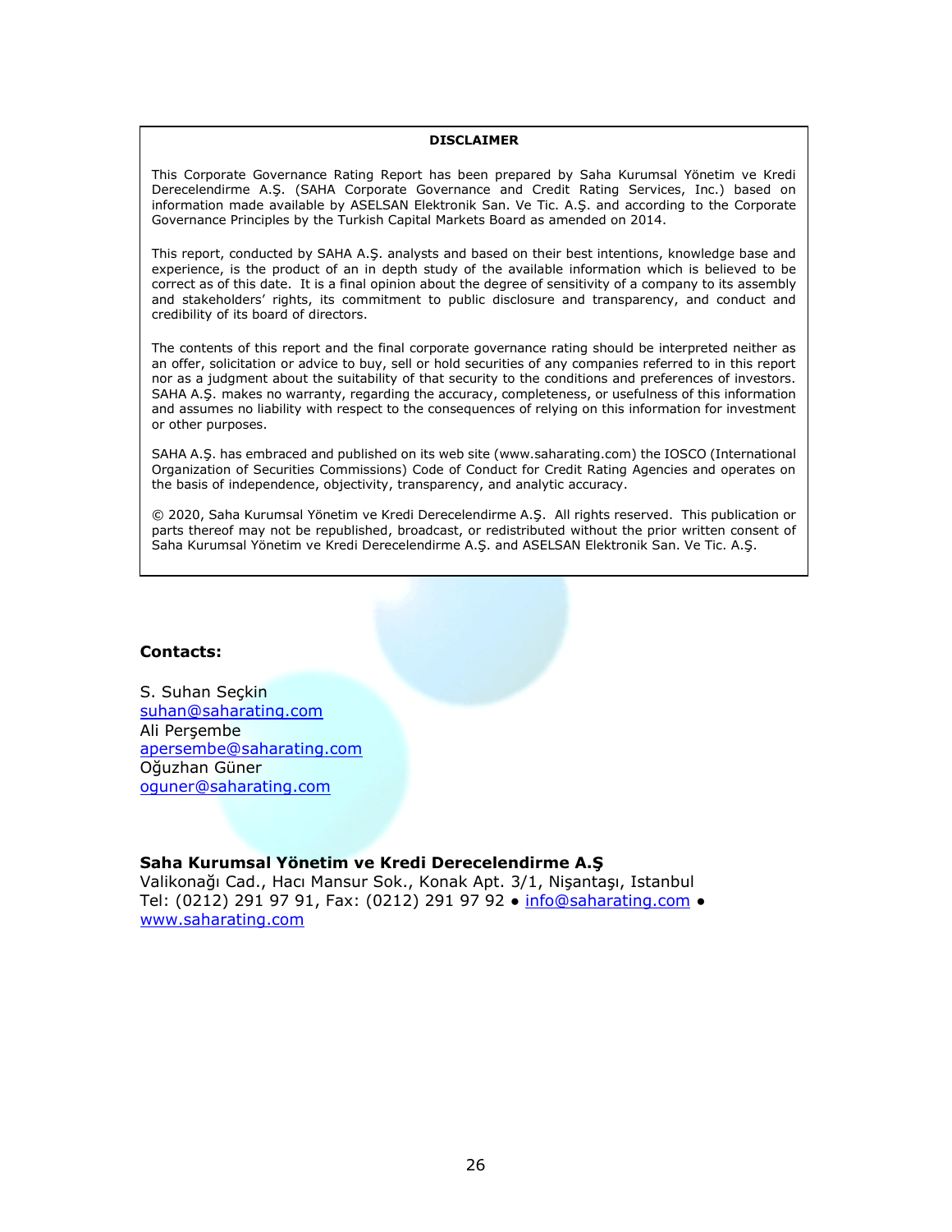**DISCLAIMER**

This Corporate Governance Rating Report has been prepared by Saha Kurumsal Yönetim ve Kredi Derecelendirme A.Ş. (SAHA Corporate Governance and Credit Rating Services, Inc.) based on information made available by ASELSAN Elektronik San. Ve Tic. A.Ş. and according to the Corporate Governance Principles by the Turkish Capital Markets Board as amended on 2014.

This report, conducted by SAHA A.Ş. analysts and based on their best intentions, knowledge base and experience, is the product of an in depth study of the available information which is believed to be correct as of this date. It is a final opinion about the degree of sensitivity of a company to its assembly and stakeholders' rights, its commitment to public disclosure and transparency, and conduct and credibility of its board of directors.

The contents of this report and the final corporate governance rating should be interpreted neither as an offer, solicitation or advice to buy, sell or hold securities of any companies referred to in this report nor as a judgment about the suitability of that security to the conditions and preferences of investors. SAHA A.Ş. makes no warranty, regarding the accuracy, completeness, or usefulness of this information and assumes no liability with respect to the consequences of relying on this information for investment or other purposes.

SAHA A.Ş. has embraced and published on its web site (www.saharating.com) the IOSCO (International Organization of Securities Commissions) Code of Conduct for Credit Rating Agencies and operates on the basis of independence, objectivity, transparency, and analytic accuracy.

© 2020, Saha Kurumsal Yönetim ve Kredi Derecelendirme A.Ş. All rights reserved. This publication or parts thereof may not be republished, broadcast, or redistributed without the prior written consent of Saha Kurumsal Yönetim ve Kredi Derecelendirme A.Ş. and ASELSAN Elektronik San. Ve Tic. A.Ş.

**Contacts:**

S. Suhan Seçkin
suhan@saharating.com
Ali Perşembe
apersembe@saharating.com
Oğuzhan Güner
oguner@saharating.com

**Saha Kurumsal Yönetim ve Kredi Derecelendirme A.Ş**
Valikonağı Cad., Hacı Mansur Sok., Konak Apt. 3/1, Nişantaşı, Istanbul
Tel: (0212) 291 97 91, Fax: (0212) 291 97 92 • info@saharating.com •
www.saharating.com